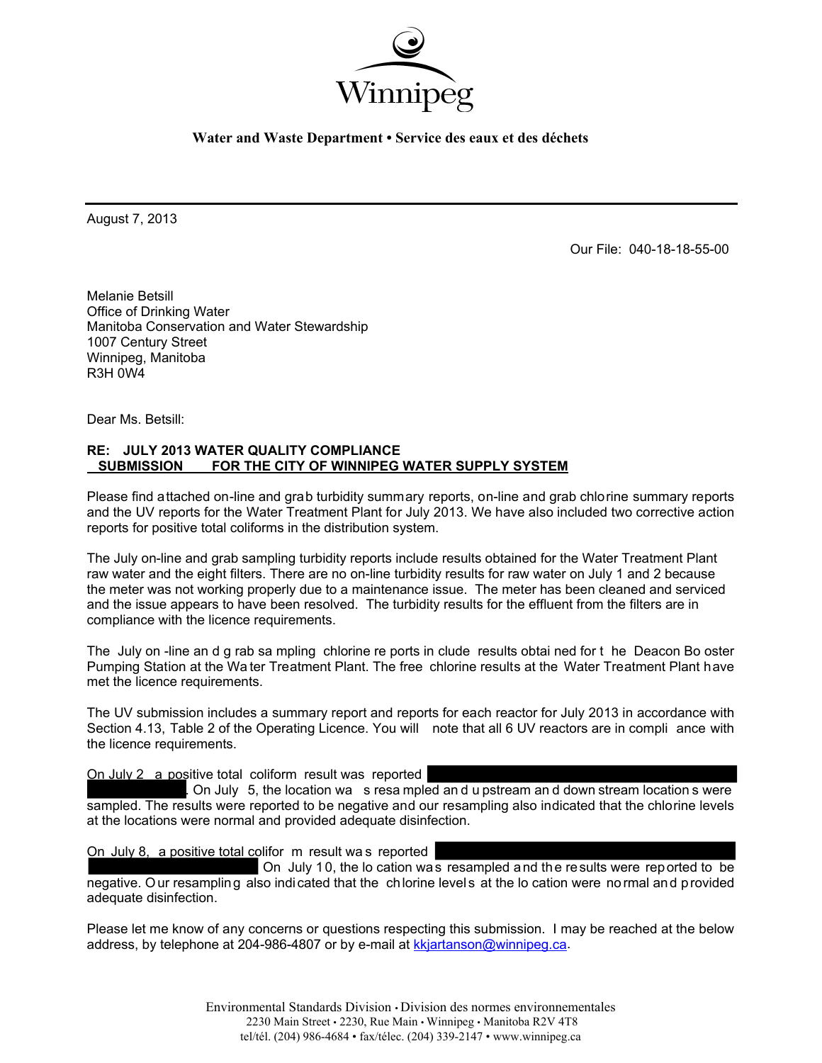Winnipeg

**Water and Waste Department • Service des eaux et des déchets**

August 7, 2013

Our File: 040-18-18-55-00

Melanie Betsill
Office of Drinking Water
Manitoba Conservation and Water Stewardship
1007 Century Street
Winnipeg, Manitoba
R3H 0W4

Dear Ms. Betsill:

**RE: JULY 2013 WATER QUALITY COMPLIANCE SUBMISSION FOR THE CITY OF WINNIPEG WATER SUPPLY SYSTEM**

Please find attached on-line and grab turbidity summary reports, on-line and grab chlorine summary reports and the UV reports for the Water Treatment Plant for July 2013. We have also included two corrective action reports for positive total coliforms in the distribution system.

The July on-line and grab sampling turbidity reports include results obtained for the Water Treatment Plant raw water and the eight filters. There are no on-line turbidity results for raw water on July 1 and 2 because the meter was not working properly due to a maintenance issue. The meter has been cleaned and serviced and the issue appears to have been resolved. The turbidity results for the effluent from the filters are in compliance with the licence requirements.

The July on-line and grab sampling chlorine reports include results obtained for the Deacon Booster Pumping Station at the Water Treatment Plant. The free chlorine results at the Water Treatment Plant have met the licence requirements.

The UV submission includes a summary report and reports for each reactor for July 2013 in accordance with Section 4.13, Table 2 of the Operating Licence. You will note that all 6 UV reactors are in compliance with the licence requirements.

On July 2 a positive total coliform result was reported [REDACTED]. On July 5, the location was resampled and upstream and downstream locations were sampled. The results were reported to be negative and our resampling also indicated that the chlorine levels at the locations were normal and provided adequate disinfection.

On July 8, a positive total coliform result was reported [REDACTED] On July 10, the location was resampled and the results were reported to be negative. Our resampling also indicated that the chlorine levels at the location were normal and provided adequate disinfection.

Please let me know of any concerns or questions respecting this submission. I may be reached at the below address, by telephone at 204-986-4807 or by e-mail at kkjartanson@winnipeg.ca.

Environmental Standards Division • Division des normes environnementales
2230 Main Street • 2230, Rue Main • Winnipeg • Manitoba R2V 4T8
tel/tél. (204) 986-4684 • fax/télec. (204) 339-2147 • www.winnipeg.ca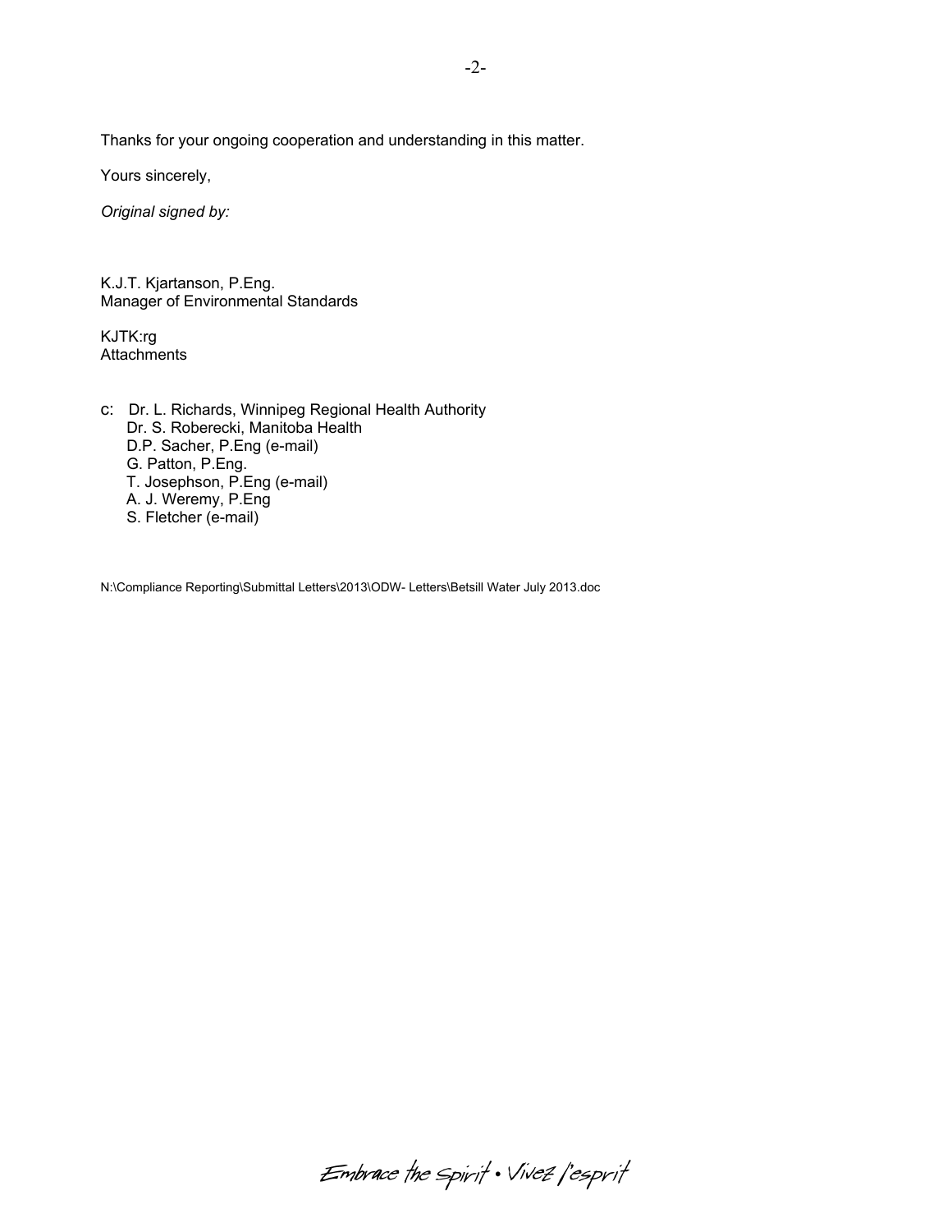Thanks for your ongoing cooperation and understanding in this matter.

Yours sincerely,

*Original signed by:*

K.J.T. Kjartanson, P.Eng.
Manager of Environmental Standards

KJTK:rg
Attachments

c: Dr. L. Richards, Winnipeg Regional Health Authority
Dr. S. Roberecki, Manitoba Health
D.P. Sacher, P.Eng (e-mail)
G. Patton, P.Eng.
T. Josephson, P.Eng (e-mail)
A. J. Weremy, P.Eng
S. Fletcher (e-mail)

N:\Compliance Reporting\Submittal Letters\2013\ODW- Letters\Betsill Water July 2013.doc

Embrace the spirit • Vivez l'esprit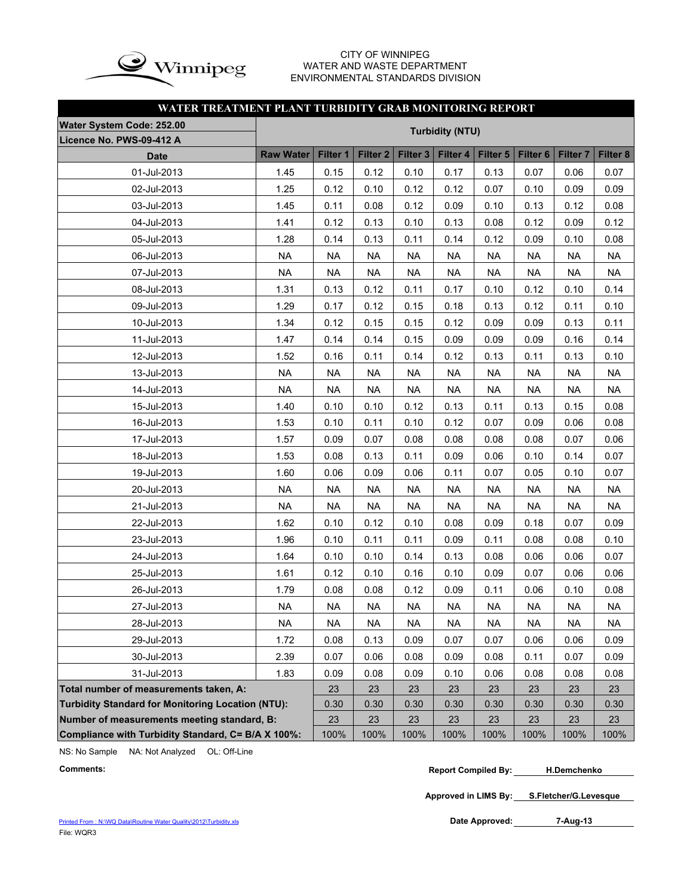CITY OF WINNIPEG
WATER AND WASTE DEPARTMENT
ENVIRONMENTAL STANDARDS DIVISION

## WATER TREATMENT PLANT TURBIDITY GRAB MONITORING REPORT

| Water System Code: 252.00<br>Licence No. PWS-09-412 A | Turbidity (NTU) | | | | | | | | |
|---|---|---|---|---|---|---|---|---|---|
| Date | Raw Water | Filter 1 | Filter 2 | Filter 3 | Filter 4 | Filter 5 | Filter 6 | Filter 7 | Filter 8 |
| 01-Jul-2013 | 1.45 | 0.15 | 0.12 | 0.10 | 0.17 | 0.13 | 0.07 | 0.06 | 0.07 |
| 02-Jul-2013 | 1.25 | 0.12 | 0.10 | 0.12 | 0.12 | 0.07 | 0.10 | 0.09 | 0.09 |
| 03-Jul-2013 | 1.45 | 0.11 | 0.08 | 0.12 | 0.09 | 0.10 | 0.13 | 0.12 | 0.08 |
| 04-Jul-2013 | 1.41 | 0.12 | 0.13 | 0.10 | 0.13 | 0.08 | 0.12 | 0.09 | 0.12 |
| 05-Jul-2013 | 1.28 | 0.14 | 0.13 | 0.11 | 0.14 | 0.12 | 0.09 | 0.10 | 0.08 |
| 06-Jul-2013 | NA | NA | NA | NA | NA | NA | NA | NA | NA |
| 07-Jul-2013 | NA | NA | NA | NA | NA | NA | NA | NA | NA |
| 08-Jul-2013 | 1.31 | 0.13 | 0.12 | 0.11 | 0.17 | 0.10 | 0.12 | 0.10 | 0.14 |
| 09-Jul-2013 | 1.29 | 0.17 | 0.12 | 0.15 | 0.18 | 0.13 | 0.12 | 0.11 | 0.10 |
| 10-Jul-2013 | 1.34 | 0.12 | 0.15 | 0.15 | 0.12 | 0.09 | 0.09 | 0.13 | 0.11 |
| 11-Jul-2013 | 1.47 | 0.14 | 0.14 | 0.15 | 0.09 | 0.09 | 0.09 | 0.16 | 0.14 |
| 12-Jul-2013 | 1.52 | 0.16 | 0.11 | 0.14 | 0.12 | 0.13 | 0.11 | 0.13 | 0.10 |
| 13-Jul-2013 | NA | NA | NA | NA | NA | NA | NA | NA | NA |
| 14-Jul-2013 | NA | NA | NA | NA | NA | NA | NA | NA | NA |
| 15-Jul-2013 | 1.40 | 0.10 | 0.10 | 0.12 | 0.13 | 0.11 | 0.13 | 0.15 | 0.08 |
| 16-Jul-2013 | 1.53 | 0.10 | 0.11 | 0.10 | 0.12 | 0.07 | 0.09 | 0.06 | 0.08 |
| 17-Jul-2013 | 1.57 | 0.09 | 0.07 | 0.08 | 0.08 | 0.08 | 0.08 | 0.07 | 0.06 |
| 18-Jul-2013 | 1.53 | 0.08 | 0.13 | 0.11 | 0.09 | 0.06 | 0.10 | 0.14 | 0.07 |
| 19-Jul-2013 | 1.60 | 0.06 | 0.09 | 0.06 | 0.11 | 0.07 | 0.05 | 0.10 | 0.07 |
| 20-Jul-2013 | NA | NA | NA | NA | NA | NA | NA | NA | NA |
| 21-Jul-2013 | NA | NA | NA | NA | NA | NA | NA | NA | NA |
| 22-Jul-2013 | 1.62 | 0.10 | 0.12 | 0.10 | 0.08 | 0.09 | 0.18 | 0.07 | 0.09 |
| 23-Jul-2013 | 1.96 | 0.10 | 0.11 | 0.11 | 0.09 | 0.11 | 0.08 | 0.08 | 0.10 |
| 24-Jul-2013 | 1.64 | 0.10 | 0.10 | 0.14 | 0.13 | 0.08 | 0.06 | 0.06 | 0.07 |
| 25-Jul-2013 | 1.61 | 0.12 | 0.10 | 0.16 | 0.10 | 0.09 | 0.07 | 0.06 | 0.06 |
| 26-Jul-2013 | 1.79 | 0.08 | 0.08 | 0.12 | 0.09 | 0.11 | 0.06 | 0.10 | 0.08 |
| 27-Jul-2013 | NA | NA | NA | NA | NA | NA | NA | NA | NA |
| 28-Jul-2013 | NA | NA | NA | NA | NA | NA | NA | NA | NA |
| 29-Jul-2013 | 1.72 | 0.08 | 0.13 | 0.09 | 0.07 | 0.07 | 0.06 | 0.06 | 0.09 |
| 30-Jul-2013 | 2.39 | 0.07 | 0.06 | 0.08 | 0.09 | 0.08 | 0.11 | 0.07 | 0.09 |
| 31-Jul-2013 | 1.83 | 0.09 | 0.08 | 0.09 | 0.10 | 0.06 | 0.08 | 0.08 | 0.08 |
| **Total number of measurements taken, A:** | | 23 | 23 | 23 | 23 | 23 | 23 | 23 | 23 |
| **Turbidity Standard for Monitoring Location (NTU):** | | 0.30 | 0.30 | 0.30 | 0.30 | 0.30 | 0.30 | 0.30 | 0.30 |
| **Number of measurements meeting standard, B:** | | 23 | 23 | 23 | 23 | 23 | 23 | 23 | 23 |
| **Compliance with Turbidity Standard, C= B/A X 100%:** | | 100% | 100% | 100% | 100% | 100% | 100% | 100% | 100% |

NS: No Sample NA: Not Analyzed OL: Off-Line

**Comments:**

**Report Compiled By:** H.Demchenko

**Approved in LIMS By:** S.Fletcher/G.Levesque

**Date Approved:** 7-Aug-13

Printed From : N:\WQ Data\Routine Water Quality\2012\Turbidity.xls
File: WQR3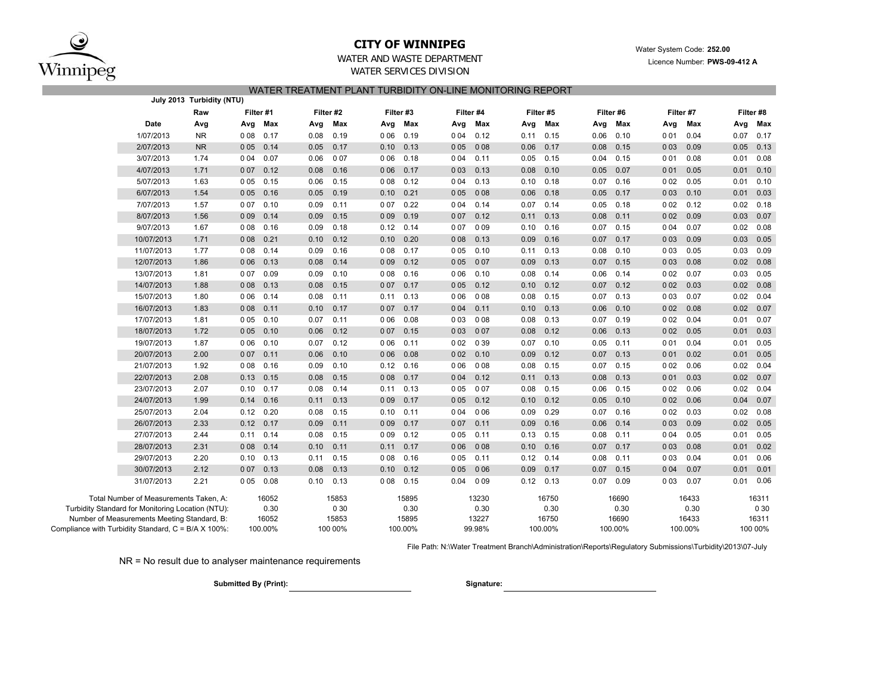# CITY OF WINNIPEG

WATER AND WASTE DEPARTMENT

WATER SERVICES DIVISION

Water System Code: **252.00**

Licence Number: **PWS-09-412 A**

## WATER TREATMENT PLANT TURBIDITY ON-LINE MONITORING REPORT

**July 2013 Turbidity (NTU)**

| Date | Raw Avg | Filter #1 Avg | Filter #1 Max | Filter #2 Avg | Filter #2 Max | Filter #3 Avg | Filter #3 Max | Filter #4 Avg | Filter #4 Max | Filter #5 Avg | Filter #5 Max | Filter #6 Avg | Filter #6 Max | Filter #7 Avg | Filter #7 Max | Filter #8 Avg | Filter #8 Max |
|---|---|---|---|---|---|---|---|---|---|---|---|---|---|---|---|---|---|
| 1/07/2013 | NR | 0.08 | 0.17 | 0.08 | 0.19 | 0.06 | 0.19 | 0.04 | 0.12 | 0.11 | 0.15 | 0.06 | 0.10 | 0.01 | 0.04 | 0.07 | 0.17 |
| 2/07/2013 | NR | 0.05 | 0.14 | 0.05 | 0.17 | 0.10 | 0.13 | 0.05 | 0.08 | 0.06 | 0.17 | 0.08 | 0.15 | 0.03 | 0.09 | 0.05 | 0.13 |
| 3/07/2013 | 1.74 | 0.04 | 0.07 | 0.06 | 0.07 | 0.06 | 0.18 | 0.04 | 0.11 | 0.05 | 0.15 | 0.04 | 0.15 | 0.01 | 0.08 | 0.01 | 0.08 |
| 4/07/2013 | 1.71 | 0.07 | 0.12 | 0.08 | 0.16 | 0.06 | 0.17 | 0.03 | 0.13 | 0.08 | 0.10 | 0.05 | 0.07 | 0.01 | 0.05 | 0.01 | 0.10 |
| 5/07/2013 | 1.63 | 0.05 | 0.15 | 0.06 | 0.15 | 0.08 | 0.12 | 0.04 | 0.13 | 0.10 | 0.18 | 0.07 | 0.16 | 0.02 | 0.05 | 0.01 | 0.10 |
| 6/07/2013 | 1.54 | 0.05 | 0.16 | 0.05 | 0.19 | 0.10 | 0.21 | 0.05 | 0.08 | 0.06 | 0.18 | 0.05 | 0.17 | 0.03 | 0.10 | 0.01 | 0.03 |
| 7/07/2013 | 1.57 | 0.07 | 0.10 | 0.09 | 0.11 | 0.07 | 0.22 | 0.04 | 0.14 | 0.07 | 0.14 | 0.05 | 0.18 | 0.02 | 0.12 | 0.02 | 0.18 |
| 8/07/2013 | 1.56 | 0.09 | 0.14 | 0.09 | 0.15 | 0.09 | 0.19 | 0.07 | 0.12 | 0.11 | 0.13 | 0.08 | 0.11 | 0.02 | 0.09 | 0.03 | 0.07 |
| 9/07/2013 | 1.67 | 0.08 | 0.16 | 0.09 | 0.18 | 0.12 | 0.14 | 0.07 | 0.09 | 0.10 | 0.16 | 0.07 | 0.15 | 0.04 | 0.07 | 0.02 | 0.08 |
| 10/07/2013 | 1.71 | 0.08 | 0.21 | 0.10 | 0.12 | 0.10 | 0.20 | 0.08 | 0.13 | 0.09 | 0.16 | 0.07 | 0.17 | 0.03 | 0.09 | 0.03 | 0.05 |
| 11/07/2013 | 1.77 | 0.08 | 0.14 | 0.09 | 0.16 | 0.08 | 0.17 | 0.05 | 0.10 | 0.11 | 0.13 | 0.08 | 0.10 | 0.03 | 0.05 | 0.03 | 0.09 |
| 12/07/2013 | 1.86 | 0.06 | 0.13 | 0.08 | 0.14 | 0.09 | 0.12 | 0.05 | 0.07 | 0.09 | 0.13 | 0.07 | 0.15 | 0.03 | 0.08 | 0.02 | 0.08 |
| 13/07/2013 | 1.81 | 0.07 | 0.09 | 0.09 | 0.10 | 0.08 | 0.16 | 0.06 | 0.10 | 0.08 | 0.14 | 0.06 | 0.14 | 0.02 | 0.07 | 0.03 | 0.05 |
| 14/07/2013 | 1.88 | 0.08 | 0.13 | 0.08 | 0.15 | 0.07 | 0.17 | 0.05 | 0.12 | 0.10 | 0.12 | 0.07 | 0.12 | 0.02 | 0.03 | 0.02 | 0.08 |
| 15/07/2013 | 1.80 | 0.06 | 0.14 | 0.08 | 0.11 | 0.11 | 0.13 | 0.06 | 0.08 | 0.08 | 0.15 | 0.07 | 0.13 | 0.03 | 0.07 | 0.02 | 0.04 |
| 16/07/2013 | 1.83 | 0.08 | 0.11 | 0.10 | 0.17 | 0.07 | 0.17 | 0.04 | 0.11 | 0.10 | 0.13 | 0.06 | 0.10 | 0.02 | 0.08 | 0.02 | 0.07 |
| 17/07/2013 | 1.81 | 0.05 | 0.10 | 0.07 | 0.11 | 0.06 | 0.08 | 0.03 | 0.08 | 0.08 | 0.13 | 0.07 | 0.19 | 0.02 | 0.04 | 0.01 | 0.07 |
| 18/07/2013 | 1.72 | 0.05 | 0.10 | 0.06 | 0.12 | 0.07 | 0.15 | 0.03 | 0.07 | 0.08 | 0.12 | 0.06 | 0.13 | 0.02 | 0.05 | 0.01 | 0.03 |
| 19/07/2013 | 1.87 | 0.06 | 0.10 | 0.07 | 0.12 | 0.06 | 0.11 | 0.02 | 0.39 | 0.07 | 0.10 | 0.05 | 0.11 | 0.01 | 0.04 | 0.01 | 0.05 |
| 20/07/2013 | 2.00 | 0.07 | 0.11 | 0.06 | 0.10 | 0.06 | 0.08 | 0.02 | 0.10 | 0.09 | 0.12 | 0.07 | 0.13 | 0.01 | 0.02 | 0.01 | 0.05 |
| 21/07/2013 | 1.92 | 0.08 | 0.16 | 0.09 | 0.10 | 0.12 | 0.16 | 0.06 | 0.08 | 0.08 | 0.15 | 0.07 | 0.15 | 0.02 | 0.06 | 0.02 | 0.04 |
| 22/07/2013 | 2.08 | 0.13 | 0.15 | 0.08 | 0.15 | 0.08 | 0.17 | 0.04 | 0.12 | 0.11 | 0.13 | 0.08 | 0.13 | 0.01 | 0.03 | 0.02 | 0.07 |
| 23/07/2013 | 2.07 | 0.10 | 0.17 | 0.08 | 0.14 | 0.11 | 0.13 | 0.05 | 0.07 | 0.08 | 0.15 | 0.06 | 0.15 | 0.02 | 0.06 | 0.02 | 0.04 |
| 24/07/2013 | 1.99 | 0.14 | 0.16 | 0.11 | 0.13 | 0.09 | 0.17 | 0.05 | 0.12 | 0.10 | 0.12 | 0.05 | 0.10 | 0.02 | 0.06 | 0.04 | 0.07 |
| 25/07/2013 | 2.04 | 0.12 | 0.20 | 0.08 | 0.15 | 0.10 | 0.11 | 0.04 | 0.06 | 0.09 | 0.29 | 0.07 | 0.16 | 0.02 | 0.03 | 0.02 | 0.08 |
| 26/07/2013 | 2.33 | 0.12 | 0.17 | 0.09 | 0.11 | 0.09 | 0.17 | 0.07 | 0.11 | 0.09 | 0.16 | 0.06 | 0.14 | 0.03 | 0.09 | 0.02 | 0.05 |
| 27/07/2013 | 2.44 | 0.11 | 0.14 | 0.08 | 0.15 | 0.09 | 0.12 | 0.05 | 0.11 | 0.13 | 0.15 | 0.08 | 0.11 | 0.04 | 0.05 | 0.01 | 0.05 |
| 28/07/2013 | 2.31 | 0.08 | 0.14 | 0.10 | 0.11 | 0.11 | 0.17 | 0.06 | 0.08 | 0.10 | 0.16 | 0.07 | 0.17 | 0.03 | 0.08 | 0.01 | 0.02 |
| 29/07/2013 | 2.20 | 0.10 | 0.13 | 0.11 | 0.15 | 0.08 | 0.16 | 0.05 | 0.11 | 0.12 | 0.14 | 0.08 | 0.11 | 0.03 | 0.04 | 0.01 | 0.06 |
| 30/07/2013 | 2.12 | 0.07 | 0.13 | 0.08 | 0.13 | 0.10 | 0.12 | 0.05 | 0.06 | 0.09 | 0.17 | 0.07 | 0.15 | 0.04 | 0.07 | 0.01 | 0.01 |
| 31/07/2013 | 2.21 | 0.05 | 0.08 | 0.10 | 0.13 | 0.08 | 0.15 | 0.04 | 0.09 | 0.12 | 0.13 | 0.07 | 0.09 | 0.03 | 0.07 | 0.01 | 0.06 |

| | Filter #1 | Filter #2 | Filter #3 | Filter #4 | Filter #5 | Filter #6 | Filter #7 | Filter #8 |
|---|---|---|---|---|---|---|---|---|
| Total Number of Measurements Taken, A: | 16052 | 15853 | 15895 | 13230 | 16750 | 16690 | 16433 | 16311 |
| Turbidity Standard for Monitoring Location (NTU): | 0.30 | 0.30 | 0.30 | 0.30 | 0.30 | 0.30 | 0.30 | 0.30 |
| Number of Measurements Meeting Standard, B: | 16052 | 15853 | 15895 | 13227 | 16750 | 16690 | 16433 | 16311 |
| Compliance with Turbidity Standard, C = B/A X 100%: | 100.00% | 100.00% | 100.00% | 99.98% | 100.00% | 100.00% | 100.00% | 100.00% |

File Path: N:\Water Treatment Branch\Administration\Reports\Regulatory Submissions\Turbidity\2013\07-July

NR = No result due to analyser maintenance requirements

**Submitted By (Print):** ______________________ **Signature:** ______________________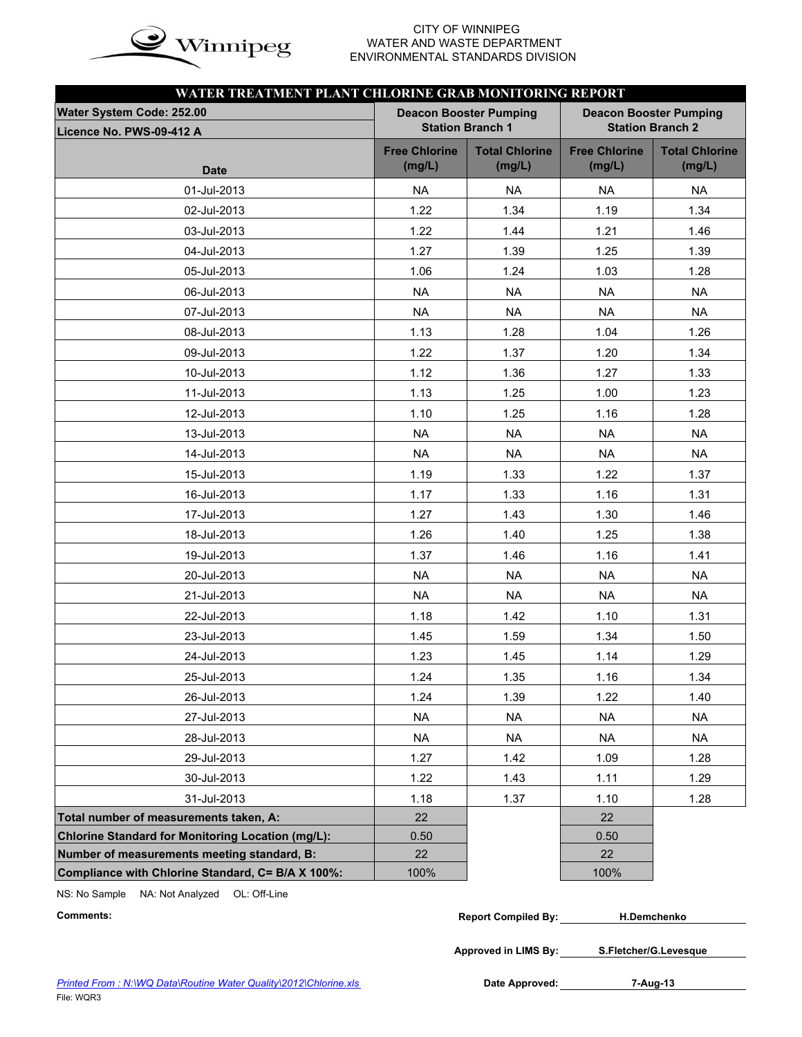Winnipeg

CITY OF WINNIPEG
WATER AND WASTE DEPARTMENT
ENVIRONMENTAL STANDARDS DIVISION

## WATER TREATMENT PLANT CHLORINE GRAB MONITORING REPORT

| Water System Code: 252.00 / Licence No. PWS-09-412 A | Deacon Booster Pumping Station Branch 1 | | Deacon Booster Pumping Station Branch 2 | |
|---|---|---|---|---|
| Date | Free Chlorine (mg/L) | Total Chlorine (mg/L) | Free Chlorine (mg/L) | Total Chlorine (mg/L) |
| 01-Jul-2013 | NA | NA | NA | NA |
| 02-Jul-2013 | 1.22 | 1.34 | 1.19 | 1.34 |
| 03-Jul-2013 | 1.22 | 1.44 | 1.21 | 1.46 |
| 04-Jul-2013 | 1.27 | 1.39 | 1.25 | 1.39 |
| 05-Jul-2013 | 1.06 | 1.24 | 1.03 | 1.28 |
| 06-Jul-2013 | NA | NA | NA | NA |
| 07-Jul-2013 | NA | NA | NA | NA |
| 08-Jul-2013 | 1.13 | 1.28 | 1.04 | 1.26 |
| 09-Jul-2013 | 1.22 | 1.37 | 1.20 | 1.34 |
| 10-Jul-2013 | 1.12 | 1.36 | 1.27 | 1.33 |
| 11-Jul-2013 | 1.13 | 1.25 | 1.00 | 1.23 |
| 12-Jul-2013 | 1.10 | 1.25 | 1.16 | 1.28 |
| 13-Jul-2013 | NA | NA | NA | NA |
| 14-Jul-2013 | NA | NA | NA | NA |
| 15-Jul-2013 | 1.19 | 1.33 | 1.22 | 1.37 |
| 16-Jul-2013 | 1.17 | 1.33 | 1.16 | 1.31 |
| 17-Jul-2013 | 1.27 | 1.43 | 1.30 | 1.46 |
| 18-Jul-2013 | 1.26 | 1.40 | 1.25 | 1.38 |
| 19-Jul-2013 | 1.37 | 1.46 | 1.16 | 1.41 |
| 20-Jul-2013 | NA | NA | NA | NA |
| 21-Jul-2013 | NA | NA | NA | NA |
| 22-Jul-2013 | 1.18 | 1.42 | 1.10 | 1.31 |
| 23-Jul-2013 | 1.45 | 1.59 | 1.34 | 1.50 |
| 24-Jul-2013 | 1.23 | 1.45 | 1.14 | 1.29 |
| 25-Jul-2013 | 1.24 | 1.35 | 1.16 | 1.34 |
| 26-Jul-2013 | 1.24 | 1.39 | 1.22 | 1.40 |
| 27-Jul-2013 | NA | NA | NA | NA |
| 28-Jul-2013 | NA | NA | NA | NA |
| 29-Jul-2013 | 1.27 | 1.42 | 1.09 | 1.28 |
| 30-Jul-2013 | 1.22 | 1.43 | 1.11 | 1.29 |
| 31-Jul-2013 | 1.18 | 1.37 | 1.10 | 1.28 |
| **Total number of measurements taken, A:** | 22 | | 22 | |
| **Chlorine Standard for Monitoring Location (mg/L):** | 0.50 | | 0.50 | |
| **Number of measurements meeting standard, B:** | 22 | | 22 | |
| **Compliance with Chlorine Standard, C= B/A X 100%:** | 100% | | 100% | |

NS: No Sample  NA: Not Analyzed  OL: Off-Line

**Comments:**

**Report Compiled By:** H.Demchenko

**Approved in LIMS By:** S.Fletcher/G.Levesque

**Date Approved:** 7-Aug-13

*Printed From : N:\WQ Data\Routine Water Quality\2012\Chlorine.xls*

File: WQR3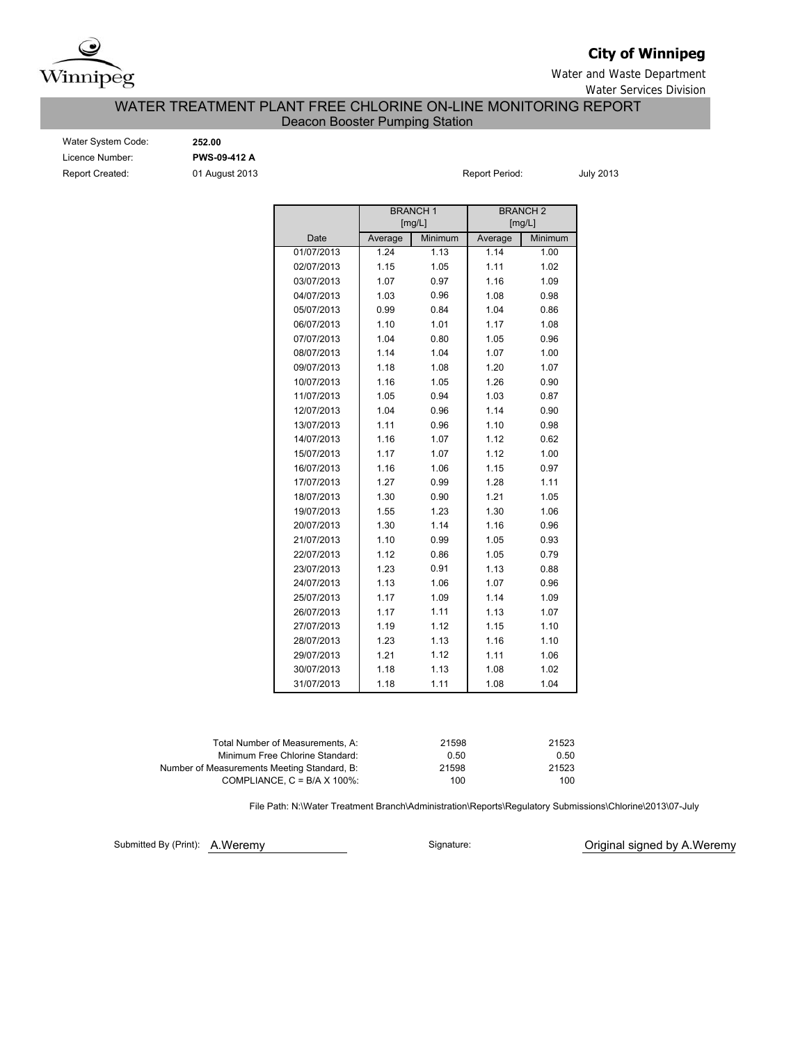**City of Winnipeg**

Water and Waste Department

Water Services Division

# WATER TREATMENT PLANT FREE CHLORINE ON-LINE MONITORING REPORT

## Deacon Booster Pumping Station

Water System Code: **252.00**

Licence Number: **PWS-09-412 A**

Report Created: 01 August 2013

Report Period: July 2013

| | BRANCH 1 [mg/L] | | BRANCH 2 [mg/L] | |
|---|---|---|---|---|
| Date | Average | Minimum | Average | Minimum |
| 01/07/2013 | 1.24 | 1.13 | 1.14 | 1.00 |
| 02/07/2013 | 1.15 | 1.05 | 1.11 | 1.02 |
| 03/07/2013 | 1.07 | 0.97 | 1.16 | 1.09 |
| 04/07/2013 | 1.03 | 0.96 | 1.08 | 0.98 |
| 05/07/2013 | 0.99 | 0.84 | 1.04 | 0.86 |
| 06/07/2013 | 1.10 | 1.01 | 1.17 | 1.08 |
| 07/07/2013 | 1.04 | 0.80 | 1.05 | 0.96 |
| 08/07/2013 | 1.14 | 1.04 | 1.07 | 1.00 |
| 09/07/2013 | 1.18 | 1.08 | 1.20 | 1.07 |
| 10/07/2013 | 1.16 | 1.05 | 1.26 | 0.90 |
| 11/07/2013 | 1.05 | 0.94 | 1.03 | 0.87 |
| 12/07/2013 | 1.04 | 0.96 | 1.14 | 0.90 |
| 13/07/2013 | 1.11 | 0.96 | 1.10 | 0.98 |
| 14/07/2013 | 1.16 | 1.07 | 1.12 | 0.62 |
| 15/07/2013 | 1.17 | 1.07 | 1.12 | 1.00 |
| 16/07/2013 | 1.16 | 1.06 | 1.15 | 0.97 |
| 17/07/2013 | 1.27 | 0.99 | 1.28 | 1.11 |
| 18/07/2013 | 1.30 | 0.90 | 1.21 | 1.05 |
| 19/07/2013 | 1.55 | 1.23 | 1.30 | 1.06 |
| 20/07/2013 | 1.30 | 1.14 | 1.16 | 0.96 |
| 21/07/2013 | 1.10 | 0.99 | 1.05 | 0.93 |
| 22/07/2013 | 1.12 | 0.86 | 1.05 | 0.79 |
| 23/07/2013 | 1.23 | 0.91 | 1.13 | 0.88 |
| 24/07/2013 | 1.13 | 1.06 | 1.07 | 0.96 |
| 25/07/2013 | 1.17 | 1.09 | 1.14 | 1.09 |
| 26/07/2013 | 1.17 | 1.11 | 1.13 | 1.07 |
| 27/07/2013 | 1.19 | 1.12 | 1.15 | 1.10 |
| 28/07/2013 | 1.23 | 1.13 | 1.16 | 1.10 |
| 29/07/2013 | 1.21 | 1.12 | 1.11 | 1.06 |
| 30/07/2013 | 1.18 | 1.13 | 1.08 | 1.02 |
| 31/07/2013 | 1.18 | 1.11 | 1.08 | 1.04 |

| | Branch 1 | Branch 2 |
|---|---|---|
| Total Number of Measurements, A: | 21598 | 21523 |
| Minimum Free Chlorine Standard: | 0.50 | 0.50 |
| Number of Measurements Meeting Standard, B: | 21598 | 21523 |
| COMPLIANCE, C = B/A X 100%: | 100 | 100 |

File Path: N:\Water Treatment Branch\Administration\Reports\Regulatory Submissions\Chlorine\2013\07-July

Submitted By (Print): A.Weremy

Signature: Original signed by A.Weremy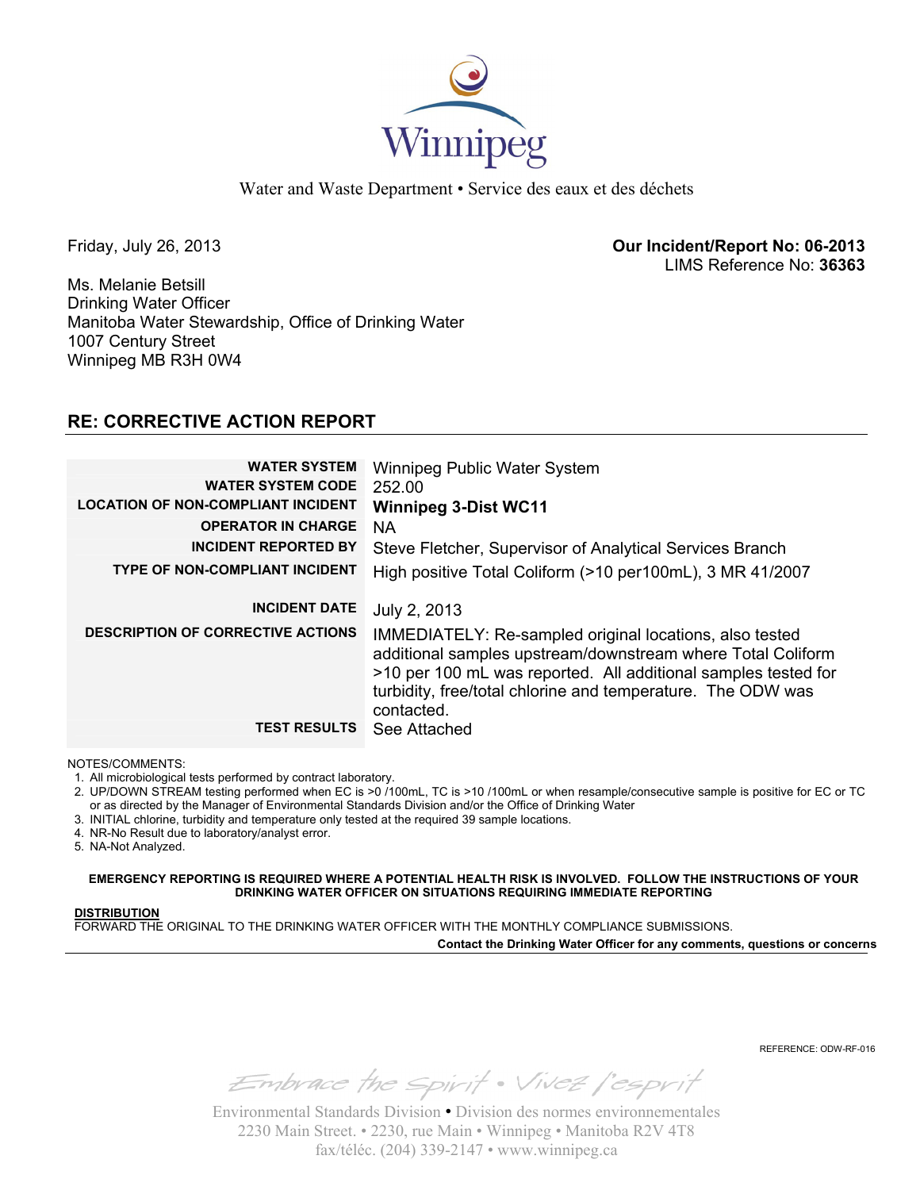Winnipeg

Water and Waste Department • Service des eaux et des déchets

Friday, July 26, 2013

**Our Incident/Report No: 06-2013**
LIMS Reference No: **36363**

Ms. Melanie Betsill
Drinking Water Officer
Manitoba Water Stewardship, Office of Drinking Water
1007 Century Street
Winnipeg MB R3H 0W4

## RE: CORRECTIVE ACTION REPORT

| | |
|---|---|
| **WATER SYSTEM** | Winnipeg Public Water System |
| **WATER SYSTEM CODE** | 252.00 |
| **LOCATION OF NON-COMPLIANT INCIDENT** | **Winnipeg 3-Dist WC11** |
| **OPERATOR IN CHARGE** | NA |
| **INCIDENT REPORTED BY** | Steve Fletcher, Supervisor of Analytical Services Branch |
| **TYPE OF NON-COMPLIANT INCIDENT** | High positive Total Coliform (>10 per100mL), 3 MR 41/2007 |
| **INCIDENT DATE** | July 2, 2013 |
| **DESCRIPTION OF CORRECTIVE ACTIONS** | IMMEDIATELY: Re-sampled original locations, also tested additional samples upstream/downstream where Total Coliform >10 per 100 mL was reported. All additional samples tested for turbidity, free/total chlorine and temperature. The ODW was contacted. |
| **TEST RESULTS** | See Attached |

NOTES/COMMENTS:

1. All microbiological tests performed by contract laboratory.
2. UP/DOWN STREAM testing performed when EC is >0 /100mL, TC is >10 /100mL or when resample/consecutive sample is positive for EC or TC or as directed by the Manager of Environmental Standards Division and/or the Office of Drinking Water
3. INITIAL chlorine, turbidity and temperature only tested at the required 39 sample locations.
4. NR-No Result due to laboratory/analyst error.
5. NA-Not Analyzed.

**EMERGENCY REPORTING IS REQUIRED WHERE A POTENTIAL HEALTH RISK IS INVOLVED. FOLLOW THE INSTRUCTIONS OF YOUR DRINKING WATER OFFICER ON SITUATIONS REQUIRING IMMEDIATE REPORTING**

**DISTRIBUTION**
FORWARD THE ORIGINAL TO THE DRINKING WATER OFFICER WITH THE MONTHLY COMPLIANCE SUBMISSIONS.

**Contact the Drinking Water Officer for any comments, questions or concerns**

REFERENCE: ODW-RF-016

Embrace the Spirit • Vivez l'esprit

Environmental Standards Division • Division des normes environnementales
2230 Main Street. • 2230, rue Main • Winnipeg • Manitoba R2V 4T8
fax/téléc. (204) 339-2147 • www.winnipeg.ca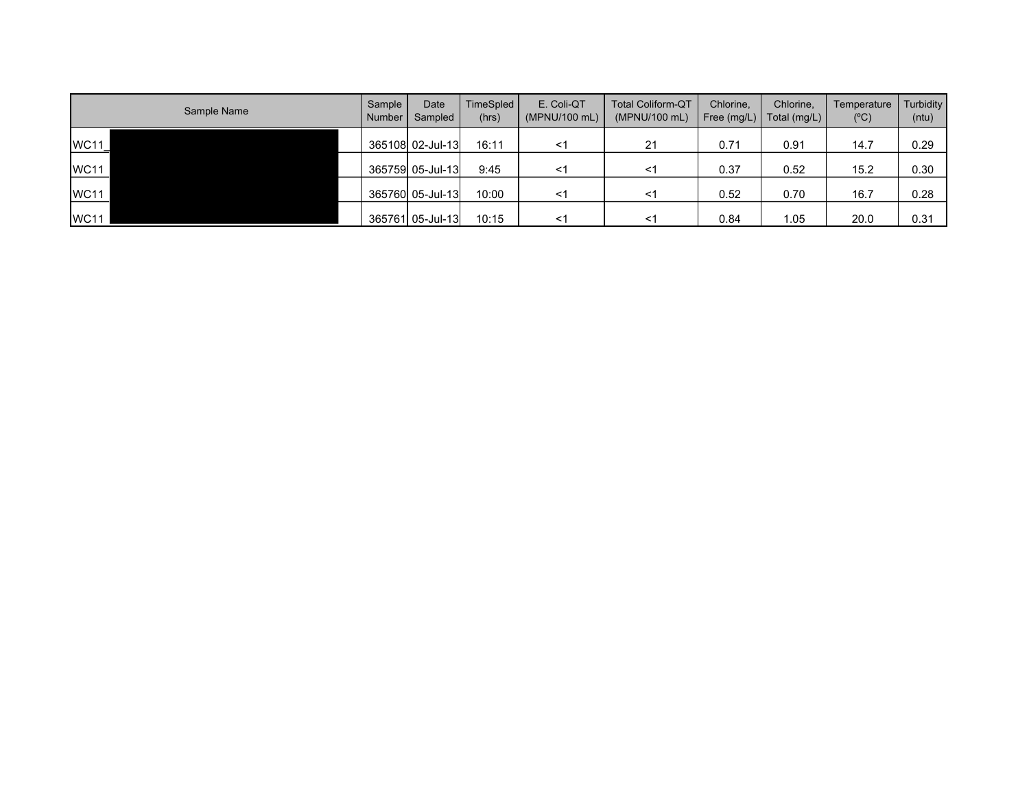| Sample Name | Sample Number | Date Sampled | TimeSpled (hrs) | E. Coli-QT (MPNU/100 mL) | Total Coliform-QT (MPNU/100 mL) | Chlorine, Free (mg/L) | Chlorine, Total (mg/L) | Temperature (ºC) | Turbidity (ntu) |
|---|---|---|---|---|---|---|---|---|---|
| WC11_ | 365108 | 02-Jul-13 | 16:11 | <1 | 21 | 0.71 | 0.91 | 14.7 | 0.29 |
| WC11_ | 365759 | 05-Jul-13 | 9:45 | <1 | <1 | 0.37 | 0.52 | 15.2 | 0.30 |
| WC11_ | 365760 | 05-Jul-13 | 10:00 | <1 | <1 | 0.52 | 0.70 | 16.7 | 0.28 |
| WC11_ | 365761 | 05-Jul-13 | 10:15 | <1 | <1 | 0.84 | 1.05 | 20.0 | 0.31 |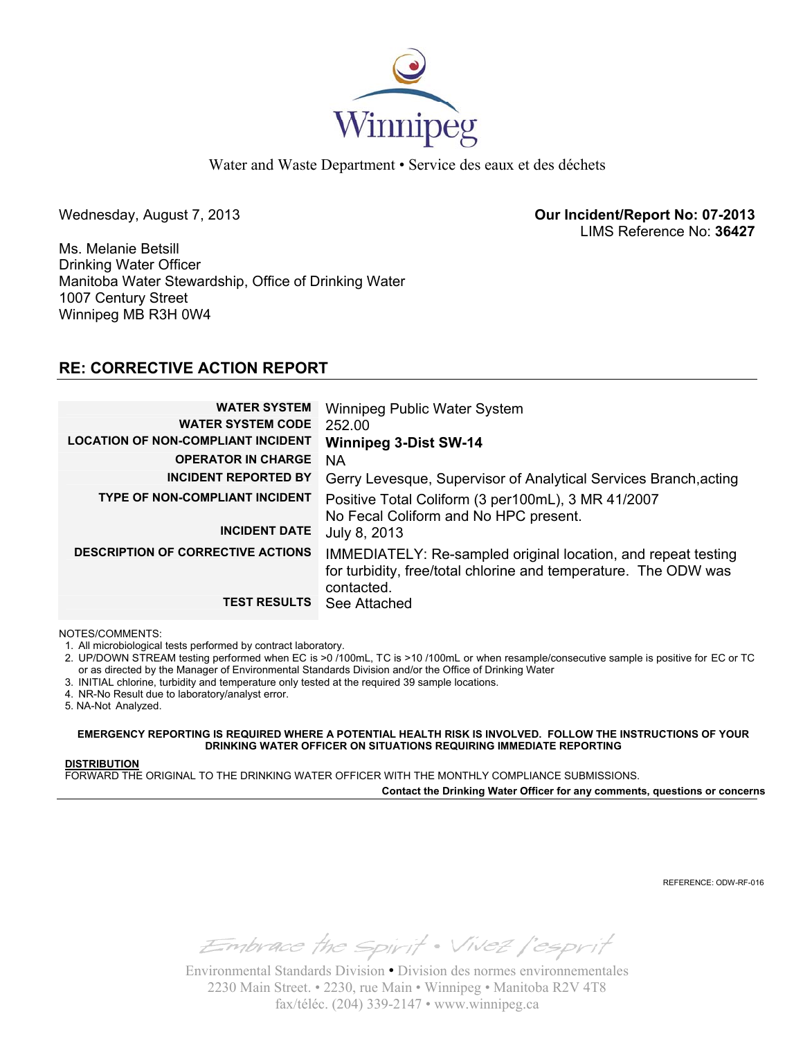Winnipeg

Water and Waste Department • Service des eaux et des déchets

Wednesday, August 7, 2013

**Our Incident/Report No: 07-2013**
LIMS Reference No: **36427**

Ms. Melanie Betsill
Drinking Water Officer
Manitoba Water Stewardship, Office of Drinking Water
1007 Century Street
Winnipeg MB R3H 0W4

## RE: CORRECTIVE ACTION REPORT

| | |
|---|---|
| **WATER SYSTEM** | Winnipeg Public Water System |
| **WATER SYSTEM CODE** | 252.00 |
| **LOCATION OF NON-COMPLIANT INCIDENT** | **Winnipeg 3-Dist SW-14** |
| **OPERATOR IN CHARGE** | NA |
| **INCIDENT REPORTED BY** | Gerry Levesque, Supervisor of Analytical Services Branch,acting |
| **TYPE OF NON-COMPLIANT INCIDENT** | Positive Total Coliform (3 per100mL), 3 MR 41/2007<br>No Fecal Coliform and No HPC present. |
| **INCIDENT DATE** | July 8, 2013 |
| **DESCRIPTION OF CORRECTIVE ACTIONS** | IMMEDIATELY: Re-sampled original location, and repeat testing for turbidity, free/total chlorine and temperature. The ODW was contacted. |
| **TEST RESULTS** | See Attached |

NOTES/COMMENTS:

1. All microbiological tests performed by contract laboratory.
2. UP/DOWN STREAM testing performed when EC is >0 /100mL, TC is >10 /100mL or when resample/consecutive sample is positive for EC or TC or as directed by the Manager of Environmental Standards Division and/or the Office of Drinking Water
3. INITIAL chlorine, turbidity and temperature only tested at the required 39 sample locations.
4. NR-No Result due to laboratory/analyst error.
5. NA-Not Analyzed.

**EMERGENCY REPORTING IS REQUIRED WHERE A POTENTIAL HEALTH RISK IS INVOLVED. FOLLOW THE INSTRUCTIONS OF YOUR DRINKING WATER OFFICER ON SITUATIONS REQUIRING IMMEDIATE REPORTING**

**DISTRIBUTION**
FORWARD THE ORIGINAL TO THE DRINKING WATER OFFICER WITH THE MONTHLY COMPLIANCE SUBMISSIONS.

**Contact the Drinking Water Officer for any comments, questions or concerns**

REFERENCE: ODW-RF-016

Embrace the Spirit • Vivez l'esprit

Environmental Standards Division • Division des normes environnementales
2230 Main Street. • 2230, rue Main • Winnipeg • Manitoba R2V 4T8
fax/téléc. (204) 339-2147 • www.winnipeg.ca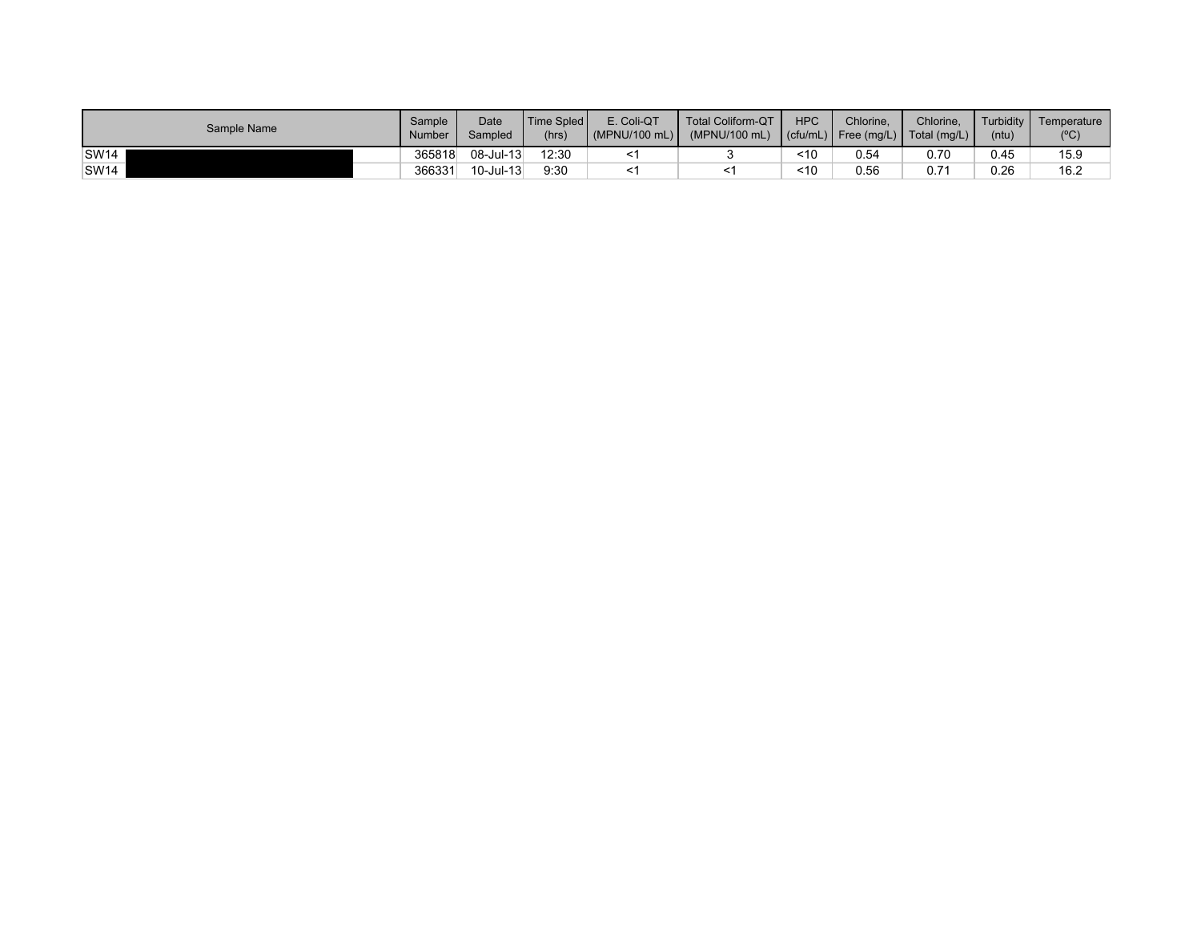| Sample Name | Sample Number | Date Sampled | Time Spled (hrs) | E. Coli-QT (MPNU/100 mL) | Total Coliform-QT (MPNU/100 mL) | HPC (cfu/mL) | Chlorine, Free (mg/L) | Chlorine, Total (mg/L) | Turbidity (ntu) | Temperature (ºC) |
|---|---|---|---|---|---|---|---|---|---|---|
| SW14 | 365818 | 08-Jul-13 | 12:30 | <1 | 3 | <10 | 0.54 | 0.70 | 0.45 | 15.9 |
| SW14 | 366331 | 10-Jul-13 | 9:30 | <1 | <1 | <10 | 0.56 | 0.71 | 0.26 | 16.2 |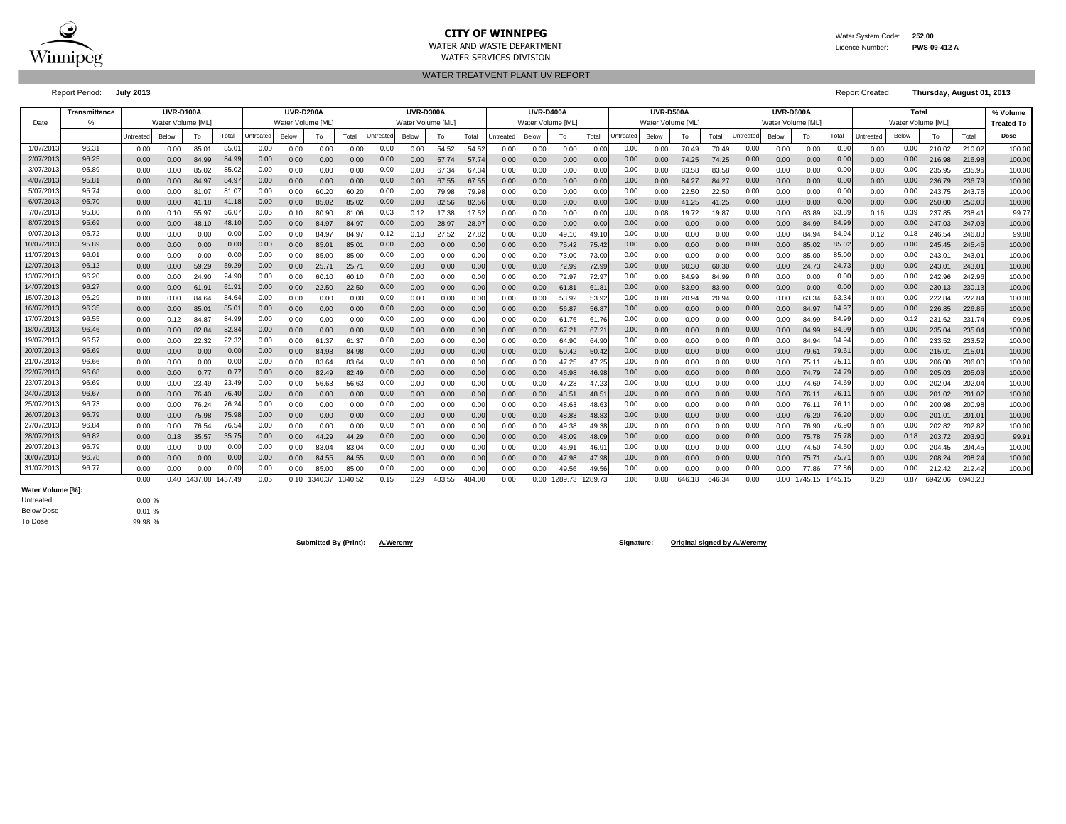**CITY OF WINNIPEG**
WATER AND WASTE DEPARTMENT
WATER SERVICES DIVISION

Water System Code: **252.00**
Licence Number: **PWS-09-412 A**

WATER TREATMENT PLANT UV REPORT

Report Period: **July 2013**

Report Created: **Thursday, August 01, 2013**

| Date | Transmittance | UVR-D100A | | | | UVR-D200A | | | | UVR-D300A | | | | UVR-D400A | | | | UVR-D500A | | | | UVR-D600A | | | | Total | | | | % Volume |
|---|---|---|---|---|---|---|---|---|---|---|---|---|---|---|---|---|---|---|---|---|---|---|---|---|---|---|---|---|---|---|
| | % | Water Volume [ML] | | | | Water Volume [ML] | | | | Water Volume [ML] | | | | Water Volume [ML] | | | | Water Volume [ML] | | | | Water Volume [ML] | | | | Water Volume [ML] | | | | Treated To |
| | | Untreated | Below | To | Total | Untreated | Below | To | Total | Untreated | Below | To | Total | Untreated | Below | To | Total | Untreated | Below | To | Total | Untreated | Below | To | Total | Untreated | Below | To | Total | Dose |
| 1/07/2013 | 96.31 | 0.00 | 0.00 | 85.01 | 85.01 | 0.00 | 0.00 | 0.00 | 0.00 | 0.00 | 0.00 | 54.52 | 54.52 | 0.00 | 0.00 | 0.00 | 0.00 | 0.00 | 0.00 | 70.49 | 70.49 | 0.00 | 0.00 | 0.00 | 0.00 | 0.00 | 0.00 | 210.02 | 210.02 | 100.00 |
| 2/07/2013 | 96.25 | 0.00 | 0.00 | 84.99 | 84.99 | 0.00 | 0.00 | 0.00 | 0.00 | 0.00 | 0.00 | 57.74 | 57.74 | 0.00 | 0.00 | 0.00 | 0.00 | 0.00 | 0.00 | 74.25 | 74.25 | 0.00 | 0.00 | 0.00 | 0.00 | 0.00 | 0.00 | 216.98 | 216.98 | 100.00 |
| 3/07/2013 | 95.89 | 0.00 | 0.00 | 85.02 | 85.02 | 0.00 | 0.00 | 0.00 | 0.00 | 0.00 | 0.00 | 67.34 | 67.34 | 0.00 | 0.00 | 0.00 | 0.00 | 0.00 | 0.00 | 83.58 | 83.58 | 0.00 | 0.00 | 0.00 | 0.00 | 0.00 | 0.00 | 235.95 | 235.95 | 100.00 |
| 4/07/2013 | 95.81 | 0.00 | 0.00 | 84.97 | 84.97 | 0.00 | 0.00 | 0.00 | 0.00 | 0.00 | 0.00 | 67.55 | 67.55 | 0.00 | 0.00 | 0.00 | 0.00 | 0.00 | 0.00 | 84.27 | 84.27 | 0.00 | 0.00 | 0.00 | 0.00 | 0.00 | 0.00 | 236.79 | 236.79 | 100.00 |
| 5/07/2013 | 95.74 | 0.00 | 0.00 | 81.07 | 81.07 | 0.00 | 0.00 | 60.20 | 60.20 | 0.00 | 0.00 | 79.98 | 79.98 | 0.00 | 0.00 | 0.00 | 0.00 | 0.00 | 0.00 | 22.50 | 22.50 | 0.00 | 0.00 | 0.00 | 0.00 | 0.00 | 0.00 | 243.75 | 243.75 | 100.00 |
| 6/07/2013 | 95.70 | 0.00 | 0.00 | 41.18 | 41.18 | 0.00 | 0.00 | 85.02 | 85.02 | 0.00 | 0.00 | 82.56 | 82.56 | 0.00 | 0.00 | 0.00 | 0.00 | 0.00 | 0.00 | 41.25 | 41.25 | 0.00 | 0.00 | 0.00 | 0.00 | 0.00 | 0.00 | 250.00 | 250.00 | 100.00 |
| 7/07/2013 | 95.80 | 0.00 | 0.10 | 55.97 | 56.07 | 0.05 | 0.10 | 80.90 | 81.06 | 0.03 | 0.12 | 17.38 | 17.52 | 0.00 | 0.00 | 0.00 | 0.00 | 0.08 | 0.08 | 19.72 | 19.87 | 0.00 | 0.00 | 63.89 | 63.89 | 0.16 | 0.39 | 237.85 | 238.41 | 99.77 |
| 8/07/2013 | 95.69 | 0.00 | 0.00 | 48.10 | 48.10 | 0.00 | 0.00 | 84.97 | 84.97 | 0.00 | 0.00 | 28.97 | 28.97 | 0.00 | 0.00 | 0.00 | 0.00 | 0.00 | 0.00 | 0.00 | 0.00 | 0.00 | 0.00 | 84.99 | 84.99 | 0.00 | 0.00 | 247.03 | 247.03 | 100.00 |
| 9/07/2013 | 95.72 | 0.00 | 0.00 | 0.00 | 0.00 | 0.00 | 0.00 | 84.97 | 84.97 | 0.12 | 0.18 | 27.52 | 27.82 | 0.00 | 0.00 | 49.10 | 49.10 | 0.00 | 0.00 | 0.00 | 0.00 | 0.00 | 0.00 | 84.94 | 84.94 | 0.12 | 0.18 | 246.54 | 246.83 | 99.88 |
| 10/07/2013 | 95.89 | 0.00 | 0.00 | 0.00 | 0.00 | 0.00 | 0.00 | 85.01 | 85.01 | 0.00 | 0.00 | 0.00 | 0.00 | 0.00 | 0.00 | 75.42 | 75.42 | 0.00 | 0.00 | 0.00 | 0.00 | 0.00 | 0.00 | 85.02 | 85.02 | 0.00 | 0.00 | 245.45 | 245.45 | 100.00 |
| 11/07/2013 | 96.01 | 0.00 | 0.00 | 0.00 | 0.00 | 0.00 | 0.00 | 85.00 | 85.00 | 0.00 | 0.00 | 0.00 | 0.00 | 0.00 | 0.00 | 73.00 | 73.00 | 0.00 | 0.00 | 0.00 | 0.00 | 0.00 | 0.00 | 85.00 | 85.00 | 0.00 | 0.00 | 243.01 | 243.01 | 100.00 |
| 12/07/2013 | 96.12 | 0.00 | 0.00 | 59.29 | 59.29 | 0.00 | 0.00 | 25.71 | 25.71 | 0.00 | 0.00 | 0.00 | 0.00 | 0.00 | 0.00 | 72.99 | 72.99 | 0.00 | 0.00 | 60.30 | 60.30 | 0.00 | 0.00 | 24.73 | 24.73 | 0.00 | 0.00 | 243.01 | 243.01 | 100.00 |
| 13/07/2013 | 96.20 | 0.00 | 0.00 | 24.90 | 24.90 | 0.00 | 0.00 | 60.10 | 60.10 | 0.00 | 0.00 | 0.00 | 0.00 | 0.00 | 0.00 | 72.97 | 72.97 | 0.00 | 0.00 | 84.99 | 84.99 | 0.00 | 0.00 | 0.00 | 0.00 | 0.00 | 0.00 | 242.96 | 242.96 | 100.00 |
| 14/07/2013 | 96.27 | 0.00 | 0.00 | 61.91 | 61.91 | 0.00 | 0.00 | 22.50 | 22.50 | 0.00 | 0.00 | 0.00 | 0.00 | 0.00 | 0.00 | 61.81 | 61.81 | 0.00 | 0.00 | 83.90 | 83.90 | 0.00 | 0.00 | 0.00 | 0.00 | 0.00 | 0.00 | 230.13 | 230.13 | 100.00 |
| 15/07/2013 | 96.29 | 0.00 | 0.00 | 84.64 | 84.64 | 0.00 | 0.00 | 0.00 | 0.00 | 0.00 | 0.00 | 0.00 | 0.00 | 0.00 | 0.00 | 53.92 | 53.92 | 0.00 | 0.00 | 20.94 | 20.94 | 0.00 | 0.00 | 63.34 | 63.34 | 0.00 | 0.00 | 222.84 | 222.84 | 100.00 |
| 16/07/2013 | 96.35 | 0.00 | 0.00 | 85.01 | 85.01 | 0.00 | 0.00 | 0.00 | 0.00 | 0.00 | 0.00 | 0.00 | 0.00 | 0.00 | 0.00 | 56.87 | 56.87 | 0.00 | 0.00 | 0.00 | 0.00 | 0.00 | 0.00 | 84.97 | 84.97 | 0.00 | 0.00 | 226.85 | 226.85 | 100.00 |
| 17/07/2013 | 96.55 | 0.00 | 0.12 | 84.87 | 84.99 | 0.00 | 0.00 | 0.00 | 0.00 | 0.00 | 0.00 | 0.00 | 0.00 | 0.00 | 0.00 | 61.76 | 61.76 | 0.00 | 0.00 | 0.00 | 0.00 | 0.00 | 0.00 | 84.99 | 84.99 | 0.00 | 0.12 | 231.62 | 231.74 | 99.95 |
| 18/07/2013 | 96.46 | 0.00 | 0.00 | 82.84 | 82.84 | 0.00 | 0.00 | 0.00 | 0.00 | 0.00 | 0.00 | 0.00 | 0.00 | 0.00 | 0.00 | 67.21 | 67.21 | 0.00 | 0.00 | 0.00 | 0.00 | 0.00 | 0.00 | 84.99 | 84.99 | 0.00 | 0.00 | 235.04 | 235.04 | 100.00 |
| 19/07/2013 | 96.57 | 0.00 | 0.00 | 22.32 | 22.32 | 0.00 | 0.00 | 61.37 | 61.37 | 0.00 | 0.00 | 0.00 | 0.00 | 0.00 | 0.00 | 64.90 | 64.90 | 0.00 | 0.00 | 0.00 | 0.00 | 0.00 | 0.00 | 84.94 | 84.94 | 0.00 | 0.00 | 233.52 | 233.52 | 100.00 |
| 20/07/2013 | 96.69 | 0.00 | 0.00 | 0.00 | 0.00 | 0.00 | 0.00 | 84.98 | 84.98 | 0.00 | 0.00 | 0.00 | 0.00 | 0.00 | 0.00 | 50.42 | 50.42 | 0.00 | 0.00 | 0.00 | 0.00 | 0.00 | 0.00 | 79.61 | 79.61 | 0.00 | 0.00 | 215.01 | 215.01 | 100.00 |
| 21/07/2013 | 96.66 | 0.00 | 0.00 | 0.00 | 0.00 | 0.00 | 0.00 | 83.64 | 83.64 | 0.00 | 0.00 | 0.00 | 0.00 | 0.00 | 0.00 | 47.25 | 47.25 | 0.00 | 0.00 | 0.00 | 0.00 | 0.00 | 0.00 | 75.11 | 75.11 | 0.00 | 0.00 | 206.00 | 206.00 | 100.00 |
| 22/07/2013 | 96.68 | 0.00 | 0.00 | 0.77 | 0.77 | 0.00 | 0.00 | 82.49 | 82.49 | 0.00 | 0.00 | 0.00 | 0.00 | 0.00 | 0.00 | 46.98 | 46.98 | 0.00 | 0.00 | 0.00 | 0.00 | 0.00 | 0.00 | 74.79 | 74.79 | 0.00 | 0.00 | 205.03 | 205.03 | 100.00 |
| 23/07/2013 | 96.69 | 0.00 | 0.00 | 23.49 | 23.49 | 0.00 | 0.00 | 56.63 | 56.63 | 0.00 | 0.00 | 0.00 | 0.00 | 0.00 | 0.00 | 47.23 | 47.23 | 0.00 | 0.00 | 0.00 | 0.00 | 0.00 | 0.00 | 74.69 | 74.69 | 0.00 | 0.00 | 202.04 | 202.04 | 100.00 |
| 24/07/2013 | 96.67 | 0.00 | 0.00 | 76.40 | 76.40 | 0.00 | 0.00 | 0.00 | 0.00 | 0.00 | 0.00 | 0.00 | 0.00 | 0.00 | 0.00 | 48.51 | 48.51 | 0.00 | 0.00 | 0.00 | 0.00 | 0.00 | 0.00 | 76.11 | 76.11 | 0.00 | 0.00 | 201.02 | 201.02 | 100.00 |
| 25/07/2013 | 96.73 | 0.00 | 0.00 | 76.24 | 76.24 | 0.00 | 0.00 | 0.00 | 0.00 | 0.00 | 0.00 | 0.00 | 0.00 | 0.00 | 0.00 | 48.63 | 48.63 | 0.00 | 0.00 | 0.00 | 0.00 | 0.00 | 0.00 | 76.11 | 76.11 | 0.00 | 0.00 | 200.98 | 200.98 | 100.00 |
| 26/07/2013 | 96.79 | 0.00 | 0.00 | 75.98 | 75.98 | 0.00 | 0.00 | 0.00 | 0.00 | 0.00 | 0.00 | 0.00 | 0.00 | 0.00 | 0.00 | 48.83 | 48.83 | 0.00 | 0.00 | 0.00 | 0.00 | 0.00 | 0.00 | 76.20 | 76.20 | 0.00 | 0.00 | 201.01 | 201.01 | 100.00 |
| 27/07/2013 | 96.84 | 0.00 | 0.00 | 76.54 | 76.54 | 0.00 | 0.00 | 0.00 | 0.00 | 0.00 | 0.00 | 0.00 | 0.00 | 0.00 | 0.00 | 49.38 | 49.38 | 0.00 | 0.00 | 0.00 | 0.00 | 0.00 | 0.00 | 76.90 | 76.90 | 0.00 | 0.00 | 202.82 | 202.82 | 100.00 |
| 28/07/2013 | 96.82 | 0.00 | 0.18 | 35.57 | 35.75 | 0.00 | 0.00 | 44.29 | 44.29 | 0.00 | 0.00 | 0.00 | 0.00 | 0.00 | 0.00 | 48.09 | 48.09 | 0.00 | 0.00 | 0.00 | 0.00 | 0.00 | 0.00 | 75.78 | 75.78 | 0.00 | 0.18 | 203.72 | 203.90 | 99.91 |
| 29/07/2013 | 96.79 | 0.00 | 0.00 | 0.00 | 0.00 | 0.00 | 0.00 | 83.04 | 83.04 | 0.00 | 0.00 | 0.00 | 0.00 | 0.00 | 0.00 | 46.91 | 46.91 | 0.00 | 0.00 | 0.00 | 0.00 | 0.00 | 0.00 | 74.50 | 74.50 | 0.00 | 0.00 | 204.45 | 204.45 | 100.00 |
| 30/07/2013 | 96.78 | 0.00 | 0.00 | 0.00 | 0.00 | 0.00 | 0.00 | 84.55 | 84.55 | 0.00 | 0.00 | 0.00 | 0.00 | 0.00 | 0.00 | 47.98 | 47.98 | 0.00 | 0.00 | 0.00 | 0.00 | 0.00 | 0.00 | 75.71 | 75.71 | 0.00 | 0.00 | 208.24 | 208.24 | 100.00 |
| 31/07/2013 | 96.77 | 0.00 | 0.00 | 0.00 | 0.00 | 0.00 | 0.00 | 85.00 | 85.00 | 0.00 | 0.00 | 0.00 | 0.00 | 0.00 | 0.00 | 49.56 | 49.56 | 0.00 | 0.00 | 0.00 | 0.00 | 0.00 | 0.00 | 77.86 | 77.86 | 0.00 | 0.00 | 212.42 | 212.42 | 100.00 |
| | | 0.00 | 0.40 | 1437.08 | 1437.49 | 0.05 | 0.10 | 1340.37 | 1340.52 | 0.15 | 0.29 | 483.55 | 484.00 | 0.00 | 0.00 | 1289.73 | 1289.73 | 0.08 | 0.08 | 646.18 | 646.34 | 0.00 | 0.00 | 1745.15 | 1745.15 | 0.28 | 0.87 | 6942.06 | 6943.23 | |

**Water Volume [%]:**

| | |
|---|---|
| Untreated: | 0.00 % |
| Below Dose | 0.01 % |
| To Dose | 99.98 % |

**Submitted By (Print):** **A.Weremy**

**Signature:** **Original signed by A.Weremy**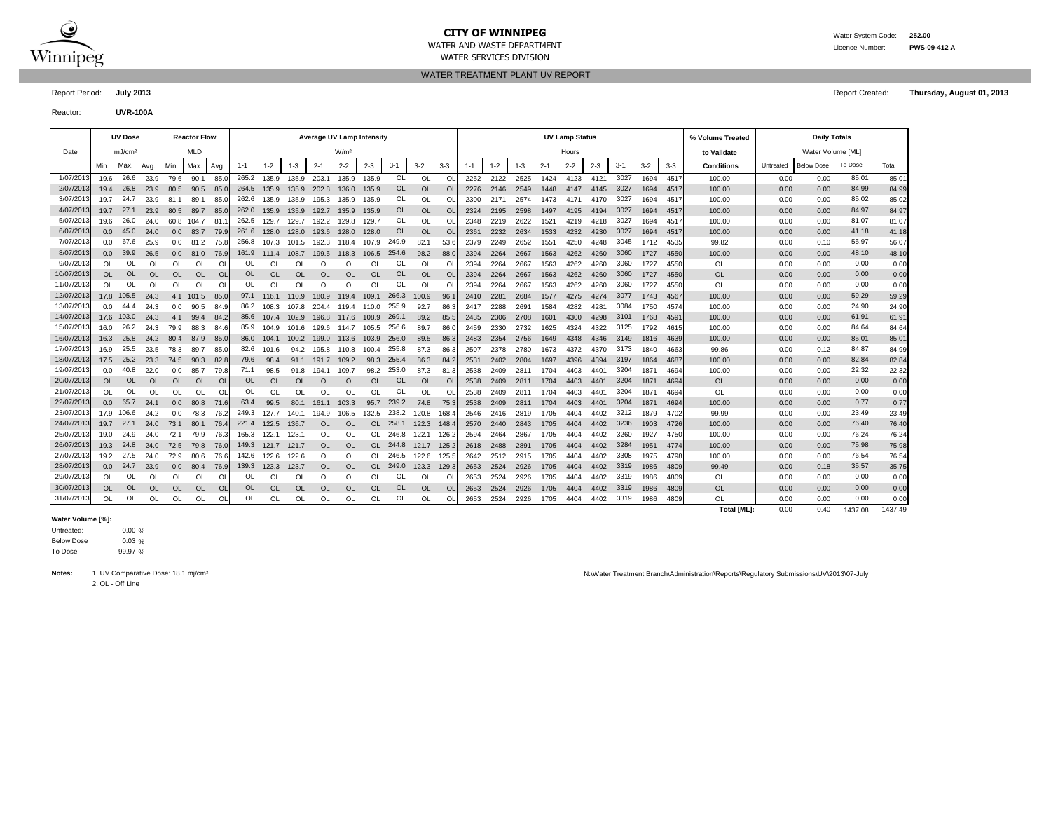# CITY OF WINNIPEG

WATER AND WASTE DEPARTMENT

WATER SERVICES DIVISION

Water System Code: **252.00**

Licence Number: **PWS-09-412 A**

## WATER TREATMENT PLANT UV REPORT

Report Period: **July 2013**

Report Created: **Thursday, August 01, 2013**

Reactor: **UVR-100A**

| Date | UV Dose | | | Reactor Flow | | | Average UV Lamp Intensity | | | | | | | | | UV Lamp Status | | | | | | | | | % Volume Treated | Daily Totals | | | |
|---|---|---|---|---|---|---|---|---|---|---|---|---|---|---|---|---|---|---|---|---|---|---|---|---|---|---|---|---|---|
| | mJ/cm² | | | MLD | | | W/m² | | | | | | | | | Hours | | | | | | | | | to Validate | Water Volume [ML] | | | |
| | Min. | Max. | Avg. | Min. | Max. | Avg. | 1-1 | 1-2 | 1-3 | 2-1 | 2-2 | 2-3 | 3-1 | 3-2 | 3-3 | 1-1 | 1-2 | 1-3 | 2-1 | 2-2 | 2-3 | 3-1 | 3-2 | 3-3 | Conditions | Untreated | Below Dose | To Dose | Total |
| 1/07/2013 | 19.6 | 26.6 | 23.9 | 79.6 | 90.1 | 85.0 | 265.2 | 135.9 | 135.9 | 203.1 | 135.9 | 135.9 | OL | OL | OL | 2252 | 2122 | 2525 | 1424 | 4123 | 4121 | 3027 | 1694 | 4517 | 100.00 | 0.00 | 0.00 | 85.01 | 85.01 |
| 2/07/2013 | 19.4 | 26.8 | 23.9 | 80.5 | 90.5 | 85.0 | 264.5 | 135.9 | 135.9 | 202.8 | 136.0 | 135.9 | OL | OL | OL | 2276 | 2146 | 2549 | 1448 | 4147 | 4145 | 3027 | 1694 | 4517 | 100.00 | 0.00 | 0.00 | 84.99 | 84.99 |
| 3/07/2013 | 19.7 | 24.7 | 23.9 | 81.1 | 89.1 | 85.0 | 262.6 | 135.9 | 135.9 | 195.3 | 135.9 | 135.9 | OL | OL | OL | 2300 | 2171 | 2574 | 1473 | 4171 | 4170 | 3027 | 1694 | 4517 | 100.00 | 0.00 | 0.00 | 85.02 | 85.02 |
| 4/07/2013 | 19.7 | 27.1 | 23.9 | 80.5 | 89.7 | 85.0 | 262.0 | 135.9 | 135.9 | 192.7 | 135.9 | 135.9 | OL | OL | OL | 2324 | 2195 | 2598 | 1497 | 4195 | 4194 | 3027 | 1694 | 4517 | 100.00 | 0.00 | 0.00 | 84.97 | 84.97 |
| 5/07/2013 | 19.6 | 26.0 | 24.0 | 60.8 | 104.7 | 81.1 | 262.5 | 129.7 | 129.7 | 192.2 | 129.8 | 129.7 | OL | OL | OL | 2348 | 2219 | 2622 | 1521 | 4219 | 4218 | 3027 | 1694 | 4517 | 100.00 | 0.00 | 0.00 | 81.07 | 81.07 |
| 6/07/2013 | 0.0 | 45.0 | 24.0 | 0.0 | 83.7 | 79.9 | 261.6 | 128.0 | 128.0 | 193.6 | 128.0 | 128.0 | OL | OL | OL | 2361 | 2232 | 2634 | 1533 | 4232 | 4230 | 3027 | 1694 | 4517 | 100.00 | 0.00 | 0.00 | 41.18 | 41.18 |
| 7/07/2013 | 0.0 | 67.6 | 25.9 | 0.0 | 81.2 | 75.8 | 256.8 | 107.3 | 101.5 | 192.3 | 118.4 | 107.9 | 249.9 | 82.1 | 53.6 | 2379 | 2249 | 2652 | 1551 | 4250 | 4248 | 3045 | 1712 | 4535 | 99.82 | 0.00 | 0.10 | 55.97 | 56.07 |
| 8/07/2013 | 0.0 | 39.9 | 26.5 | 0.0 | 81.0 | 76.9 | 161.9 | 111.4 | 108.7 | 199.5 | 118.3 | 106.5 | 254.6 | 98.2 | 88.0 | 2394 | 2264 | 2667 | 1563 | 4262 | 4260 | 3060 | 1727 | 4550 | 100.00 | 0.00 | 0.00 | 48.10 | 48.10 |
| 9/07/2013 | OL | OL | OL | OL | OL | OL | OL | OL | OL | OL | OL | OL | OL | OL | OL | 2394 | 2264 | 2667 | 1563 | 4262 | 4260 | 3060 | 1727 | 4550 | OL | 0.00 | 0.00 | 0.00 | 0.00 |
| 10/07/2013 | OL | OL | OL | OL | OL | OL | OL | OL | OL | OL | OL | OL | OL | OL | OL | 2394 | 2264 | 2667 | 1563 | 4262 | 4260 | 3060 | 1727 | 4550 | OL | 0.00 | 0.00 | 0.00 | 0.00 |
| 11/07/2013 | OL | OL | OL | OL | OL | OL | OL | OL | OL | OL | OL | OL | OL | OL | OL | 2394 | 2264 | 2667 | 1563 | 4262 | 4260 | 3060 | 1727 | 4550 | OL | 0.00 | 0.00 | 0.00 | 0.00 |
| 12/07/2013 | 17.8 | 105.5 | 24.3 | 4.1 | 101.5 | 85.0 | 97.1 | 116.1 | 110.9 | 180.9 | 119.4 | 109.1 | 266.3 | 100.9 | 96.1 | 2410 | 2281 | 2684 | 1577 | 4275 | 4274 | 3077 | 1743 | 4567 | 100.00 | 0.00 | 0.00 | 59.29 | 59.29 |
| 13/07/2013 | 0.0 | 44.4 | 24.3 | 0.0 | 90.5 | 84.9 | 86.2 | 108.3 | 107.8 | 204.4 | 119.4 | 110.0 | 255.9 | 92.7 | 86.3 | 2417 | 2288 | 2691 | 1584 | 4282 | 4281 | 3084 | 1750 | 4574 | 100.00 | 0.00 | 0.00 | 24.90 | 24.90 |
| 14/07/2013 | 17.6 | 103.0 | 24.3 | 4.1 | 99.4 | 84.2 | 85.6 | 107.4 | 102.9 | 196.8 | 117.6 | 108.9 | 269.1 | 89.2 | 85.5 | 2435 | 2306 | 2708 | 1601 | 4300 | 4298 | 3101 | 1768 | 4591 | 100.00 | 0.00 | 0.00 | 61.91 | 61.91 |
| 15/07/2013 | 16.0 | 26.2 | 24.3 | 79.9 | 88.3 | 84.6 | 85.9 | 104.9 | 101.6 | 199.6 | 114.7 | 105.5 | 256.6 | 89.7 | 86.0 | 2459 | 2330 | 2732 | 1625 | 4324 | 4322 | 3125 | 1792 | 4615 | 100.00 | 0.00 | 0.00 | 84.64 | 84.64 |
| 16/07/2013 | 16.3 | 25.8 | 24.2 | 80.4 | 87.9 | 85.0 | 86.0 | 104.1 | 100.2 | 199.0 | 113.6 | 103.9 | 256.0 | 89.5 | 86.3 | 2483 | 2354 | 2756 | 1649 | 4348 | 4346 | 3149 | 1816 | 4639 | 100.00 | 0.00 | 0.00 | 85.01 | 85.01 |
| 17/07/2013 | 16.9 | 25.5 | 23.5 | 78.3 | 89.7 | 85.0 | 82.6 | 101.6 | 94.2 | 195.8 | 110.8 | 100.4 | 255.8 | 87.3 | 86.3 | 2507 | 2378 | 2780 | 1673 | 4372 | 4370 | 3173 | 1840 | 4663 | 99.86 | 0.00 | 0.12 | 84.87 | 84.99 |
| 18/07/2013 | 17.5 | 25.2 | 23.3 | 74.5 | 90.3 | 82.8 | 79.6 | 98.4 | 91.1 | 191.7 | 109.2 | 98.3 | 255.4 | 86.3 | 84.2 | 2531 | 2402 | 2804 | 1697 | 4396 | 4394 | 3197 | 1864 | 4687 | 100.00 | 0.00 | 0.00 | 82.84 | 82.84 |
| 19/07/2013 | 0.0 | 40.8 | 22.0 | 0.0 | 85.7 | 79.8 | 71.1 | 98.5 | 91.8 | 194.1 | 109.7 | 98.2 | 253.0 | 87.3 | 81.3 | 2538 | 2409 | 2811 | 1704 | 4403 | 4401 | 3204 | 1871 | 4694 | 100.00 | 0.00 | 0.00 | 22.32 | 22.32 |
| 20/07/2013 | OL | OL | OL | OL | OL | OL | OL | OL | OL | OL | OL | OL | OL | OL | OL | 2538 | 2409 | 2811 | 1704 | 4403 | 4401 | 3204 | 1871 | 4694 | OL | 0.00 | 0.00 | 0.00 | 0.00 |
| 21/07/2013 | OL | OL | OL | OL | OL | OL | OL | OL | OL | OL | OL | OL | OL | OL | OL | 2538 | 2409 | 2811 | 1704 | 4403 | 4401 | 3204 | 1871 | 4694 | OL | 0.00 | 0.00 | 0.00 | 0.00 |
| 22/07/2013 | 0.0 | 65.7 | 24.1 | 0.0 | 80.8 | 71.6 | 63.4 | 99.5 | 80.1 | 161.1 | 103.3 | 95.7 | 239.2 | 74.8 | 75.3 | 2538 | 2409 | 2811 | 1704 | 4403 | 4401 | 3204 | 1871 | 4694 | 100.00 | 0.00 | 0.00 | 0.77 | 0.77 |
| 23/07/2013 | 17.9 | 106.6 | 24.2 | 0.0 | 78.3 | 76.2 | 249.3 | 127.7 | 140.1 | 194.9 | 106.5 | 132.5 | 238.2 | 120.8 | 168.4 | 2546 | 2416 | 2819 | 1705 | 4404 | 4402 | 3212 | 1879 | 4702 | 99.99 | 0.00 | 0.00 | 23.49 | 23.49 |
| 24/07/2013 | 19.7 | 27.1 | 24.0 | 73.1 | 80.1 | 76.4 | 221.4 | 122.5 | 136.7 | OL | OL | OL | 258.1 | 122.3 | 148.4 | 2570 | 2440 | 2843 | 1705 | 4404 | 4402 | 3236 | 1903 | 4726 | 100.00 | 0.00 | 0.00 | 76.40 | 76.40 |
| 25/07/2013 | 19.0 | 24.9 | 24.0 | 72.1 | 79.9 | 76.3 | 165.3 | 122.1 | 123.1 | OL | OL | OL | 246.8 | 122.1 | 126.2 | 2594 | 2464 | 2867 | 1705 | 4404 | 4402 | 3260 | 1927 | 4750 | 100.00 | 0.00 | 0.00 | 76.24 | 76.24 |
| 26/07/2013 | 19.3 | 24.8 | 24.0 | 72.5 | 79.8 | 76.0 | 149.3 | 121.7 | 121.7 | OL | OL | OL | 244.8 | 121.7 | 125.2 | 2618 | 2488 | 2891 | 1705 | 4404 | 4402 | 3284 | 1951 | 4774 | 100.00 | 0.00 | 0.00 | 75.98 | 75.98 |
| 27/07/2013 | 19.2 | 27.5 | 24.0 | 72.9 | 80.6 | 76.6 | 142.6 | 122.6 | 122.6 | OL | OL | OL | 246.5 | 122.6 | 125.5 | 2642 | 2512 | 2915 | 1705 | 4404 | 4402 | 3308 | 1975 | 4798 | 100.00 | 0.00 | 0.00 | 76.54 | 76.54 |
| 28/07/2013 | 0.0 | 24.7 | 23.9 | 0.0 | 80.4 | 76.9 | 139.3 | 123.3 | 123.7 | OL | OL | OL | 249.0 | 123.3 | 129.3 | 2653 | 2524 | 2926 | 1705 | 4404 | 4402 | 3319 | 1986 | 4809 | 99.49 | 0.00 | 0.18 | 35.57 | 35.75 |
| 29/07/2013 | OL | OL | OL | OL | OL | OL | OL | OL | OL | OL | OL | OL | OL | OL | OL | 2653 | 2524 | 2926 | 1705 | 4404 | 4402 | 3319 | 1986 | 4809 | OL | 0.00 | 0.00 | 0.00 | 0.00 |
| 30/07/2013 | OL | OL | OL | OL | OL | OL | OL | OL | OL | OL | OL | OL | OL | OL | OL | 2653 | 2524 | 2926 | 1705 | 4404 | 4402 | 3319 | 1986 | 4809 | OL | 0.00 | 0.00 | 0.00 | 0.00 |
| 31/07/2013 | OL | OL | OL | OL | OL | OL | OL | OL | OL | OL | OL | OL | OL | OL | OL | 2653 | 2524 | 2926 | 1705 | 4404 | 4402 | 3319 | 1986 | 4809 | OL | 0.00 | 0.00 | 0.00 | 0.00 |
| | | | | | | | | | | | | | | | | | | | | | | | | | **Total [ML]:** | 0.00 | 0.40 | 1437.08 | 1437.49 |

**Water Volume [%]:**

Untreated: 0.00 %

Below Dose 0.03 %

To Dose 99.97 %

**Notes:** 1. UV Comparative Dose: 18.1 mj/cm²

2. OL - Off Line

N:\Water Treatment Branch\Administration\Reports\Regulatory Submissions\UV\2013\07-July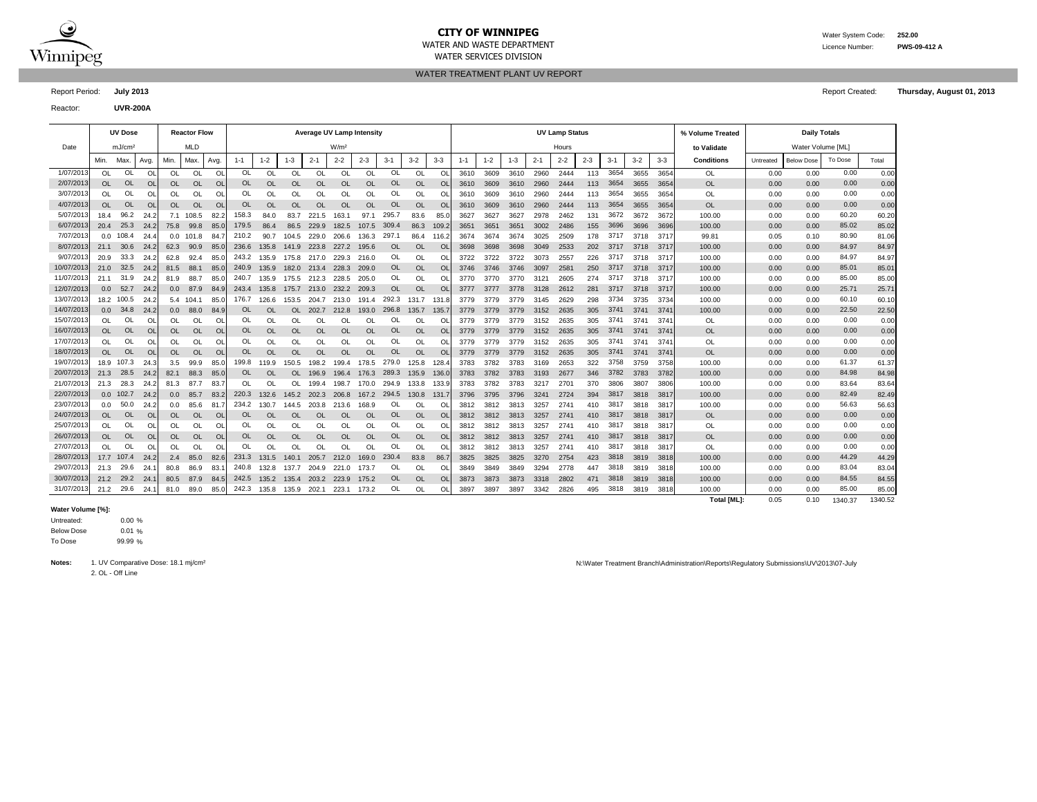# CITY OF WINNIPEG

WATER AND WASTE DEPARTMENT

WATER SERVICES DIVISION

Water System Code: **252.00**

Licence Number: **PWS-09-412 A**

## WATER TREATMENT PLANT UV REPORT

Report Period: **July 2013**

Report Created: **Thursday, August 01, 2013**

Reactor: **UVR-200A**

| Date | UV Dose | | | Reactor Flow | | | Average UV Lamp Intensity | | | | | | | | | UV Lamp Status | | | | | | | | | % Volume Treated | Daily Totals | | | |
|---|---|---|---|---|---|---|---|---|---|---|---|---|---|---|---|---|---|---|---|---|---|---|---|---|---|---|---|---|---|
| | mJ/cm² | | | MLD | | | W/m² | | | | | | | | | Hours | | | | | | | | | to Validate | Water Volume [ML] | | | |
| | Min. | Max. | Avg. | Min. | Max. | Avg. | 1-1 | 1-2 | 1-3 | 2-1 | 2-2 | 2-3 | 3-1 | 3-2 | 3-3 | 1-1 | 1-2 | 1-3 | 2-1 | 2-2 | 2-3 | 3-1 | 3-2 | 3-3 | Conditions | Untreated | Below Dose | To Dose | Total |
| 1/07/2013 | OL | OL | OL | OL | OL | OL | OL | OL | OL | OL | OL | OL | OL | OL | OL | 3610 | 3609 | 3610 | 2960 | 2444 | 113 | 3654 | 3655 | 3654 | OL | 0.00 | 0.00 | 0.00 | 0.00 |
| 2/07/2013 | OL | OL | OL | OL | OL | OL | OL | OL | OL | OL | OL | OL | OL | OL | OL | 3610 | 3609 | 3610 | 2960 | 2444 | 113 | 3654 | 3655 | 3654 | OL | 0.00 | 0.00 | 0.00 | 0.00 |
| 3/07/2013 | OL | OL | OL | OL | OL | OL | OL | OL | OL | OL | OL | OL | OL | OL | OL | 3610 | 3609 | 3610 | 2960 | 2444 | 113 | 3654 | 3655 | 3654 | OL | 0.00 | 0.00 | 0.00 | 0.00 |
| 4/07/2013 | OL | OL | OL | OL | OL | OL | OL | OL | OL | OL | OL | OL | OL | OL | OL | 3610 | 3609 | 3610 | 2960 | 2444 | 113 | 3654 | 3655 | 3654 | OL | 0.00 | 0.00 | 0.00 | 0.00 |
| 5/07/2013 | 18.4 | 96.2 | 24.2 | 7.1 | 108.5 | 82.2 | 158.3 | 84.0 | 83.7 | 221.5 | 163.1 | 97.1 | 295.7 | 83.6 | 85.0 | 3627 | 3627 | 3627 | 2978 | 2462 | 131 | 3672 | 3672 | 3672 | 100.00 | 0.00 | 0.00 | 60.20 | 60.20 |
| 6/07/2013 | 20.4 | 25.3 | 24.2 | 75.8 | 99.8 | 85.0 | 179.5 | 86.4 | 86.5 | 229.9 | 182.5 | 107.5 | 309.4 | 86.3 | 109.2 | 3651 | 3651 | 3651 | 3002 | 2486 | 155 | 3696 | 3696 | 3696 | 100.00 | 0.00 | 0.00 | 85.02 | 85.02 |
| 7/07/2013 | 0.0 | 108.4 | 24.4 | 0.0 | 101.8 | 84.7 | 210.2 | 90.7 | 104.5 | 229.0 | 206.6 | 136.3 | 297.1 | 86.4 | 116.2 | 3674 | 3674 | 3674 | 3025 | 2509 | 178 | 3717 | 3718 | 3717 | 99.81 | 0.05 | 0.10 | 80.90 | 81.06 |
| 8/07/2013 | 21.1 | 30.6 | 24.2 | 62.3 | 90.9 | 85.0 | 236.6 | 135.8 | 141.9 | 223.8 | 227.2 | 195.6 | OL | OL | OL | 3698 | 3698 | 3698 | 3049 | 2533 | 202 | 3717 | 3718 | 3717 | 100.00 | 0.00 | 0.00 | 84.97 | 84.97 |
| 9/07/2013 | 20.9 | 33.3 | 24.2 | 62.8 | 92.4 | 85.0 | 243.2 | 135.9 | 175.8 | 217.0 | 229.3 | 216.0 | OL | OL | OL | 3722 | 3722 | 3722 | 3073 | 2557 | 226 | 3717 | 3718 | 3717 | 100.00 | 0.00 | 0.00 | 84.97 | 84.97 |
| 10/07/2013 | 21.0 | 32.5 | 24.2 | 81.5 | 88.1 | 85.0 | 240.9 | 135.9 | 182.0 | 213.4 | 228.3 | 209.0 | OL | OL | OL | 3746 | 3746 | 3746 | 3097 | 2581 | 250 | 3717 | 3718 | 3717 | 100.00 | 0.00 | 0.00 | 85.01 | 85.01 |
| 11/07/2013 | 21.1 | 31.9 | 24.2 | 81.9 | 88.7 | 85.0 | 240.7 | 135.9 | 175.5 | 212.3 | 228.5 | 205.0 | OL | OL | OL | 3770 | 3770 | 3770 | 3121 | 2605 | 274 | 3717 | 3718 | 3717 | 100.00 | 0.00 | 0.00 | 85.00 | 85.00 |
| 12/07/2013 | 0.0 | 52.7 | 24.2 | 0.0 | 87.9 | 84.9 | 243.4 | 135.8 | 175.7 | 213.0 | 232.2 | 209.3 | OL | OL | OL | 3777 | 3777 | 3778 | 3128 | 2612 | 281 | 3717 | 3718 | 3717 | 100.00 | 0.00 | 0.00 | 25.71 | 25.71 |
| 13/07/2013 | 18.2 | 100.5 | 24.2 | 5.4 | 104.1 | 85.0 | 176.7 | 126.6 | 153.5 | 204.7 | 213.0 | 191.4 | 292.3 | 131.7 | 131.8 | 3779 | 3779 | 3779 | 3145 | 2629 | 298 | 3734 | 3735 | 3734 | 100.00 | 0.00 | 0.00 | 60.10 | 60.10 |
| 14/07/2013 | 0.0 | 34.8 | 24.2 | 0.0 | 88.0 | 84.9 | OL | OL | OL | 202.7 | 212.8 | 193.0 | 296.8 | 135.7 | 135.7 | 3779 | 3779 | 3779 | 3152 | 2635 | 305 | 3741 | 3741 | 3741 | 100.00 | 0.00 | 0.00 | 22.50 | 22.50 |
| 15/07/2013 | OL | OL | OL | OL | OL | OL | OL | OL | OL | OL | OL | OL | OL | OL | OL | 3779 | 3779 | 3779 | 3152 | 2635 | 305 | 3741 | 3741 | 3741 | OL | 0.00 | 0.00 | 0.00 | 0.00 |
| 16/07/2013 | OL | OL | OL | OL | OL | OL | OL | OL | OL | OL | OL | OL | OL | OL | OL | 3779 | 3779 | 3779 | 3152 | 2635 | 305 | 3741 | 3741 | 3741 | OL | 0.00 | 0.00 | 0.00 | 0.00 |
| 17/07/2013 | OL | OL | OL | OL | OL | OL | OL | OL | OL | OL | OL | OL | OL | OL | OL | 3779 | 3779 | 3779 | 3152 | 2635 | 305 | 3741 | 3741 | 3741 | OL | 0.00 | 0.00 | 0.00 | 0.00 |
| 18/07/2013 | OL | OL | OL | OL | OL | OL | OL | OL | OL | OL | OL | OL | OL | OL | OL | 3779 | 3779 | 3779 | 3152 | 2635 | 305 | 3741 | 3741 | 3741 | OL | 0.00 | 0.00 | 0.00 | 0.00 |
| 19/07/2013 | 18.9 | 107.3 | 24.3 | 3.5 | 99.9 | 85.0 | 199.8 | 119.9 | 150.5 | 198.2 | 199.4 | 178.5 | 279.0 | 125.8 | 128.4 | 3783 | 3782 | 3783 | 3169 | 2653 | 322 | 3758 | 3759 | 3758 | 100.00 | 0.00 | 0.00 | 61.37 | 61.37 |
| 20/07/2013 | 21.3 | 28.5 | 24.2 | 82.1 | 88.3 | 85.0 | OL | OL | OL | 196.9 | 196.4 | 176.3 | 289.3 | 135.9 | 136.0 | 3783 | 3782 | 3783 | 3193 | 2677 | 346 | 3782 | 3783 | 3782 | 100.00 | 0.00 | 0.00 | 84.98 | 84.98 |
| 21/07/2013 | 21.3 | 28.3 | 24.2 | 81.3 | 87.7 | 83.7 | OL | OL | OL | 199.4 | 198.7 | 170.0 | 294.9 | 133.8 | 133.9 | 3783 | 3782 | 3783 | 3217 | 2701 | 370 | 3806 | 3807 | 3806 | 100.00 | 0.00 | 0.00 | 83.64 | 83.64 |
| 22/07/2013 | 0.0 | 102.7 | 24.2 | 0.0 | 85.7 | 83.2 | 220.3 | 132.6 | 145.2 | 202.3 | 206.8 | 167.2 | 294.5 | 130.8 | 131.7 | 3796 | 3795 | 3796 | 3241 | 2724 | 394 | 3817 | 3818 | 3817 | 100.00 | 0.00 | 0.00 | 82.49 | 82.49 |
| 23/07/2013 | 0.0 | 50.0 | 24.2 | 0.0 | 85.6 | 81.7 | 234.2 | 130.7 | 144.5 | 203.8 | 213.6 | 168.9 | OL | OL | OL | 3812 | 3812 | 3813 | 3257 | 2741 | 410 | 3817 | 3818 | 3817 | 100.00 | 0.00 | 0.00 | 56.63 | 56.63 |
| 24/07/2013 | OL | OL | OL | OL | OL | OL | OL | OL | OL | OL | OL | OL | OL | OL | OL | 3812 | 3812 | 3813 | 3257 | 2741 | 410 | 3817 | 3818 | 3817 | OL | 0.00 | 0.00 | 0.00 | 0.00 |
| 25/07/2013 | OL | OL | OL | OL | OL | OL | OL | OL | OL | OL | OL | OL | OL | OL | OL | 3812 | 3812 | 3813 | 3257 | 2741 | 410 | 3817 | 3818 | 3817 | OL | 0.00 | 0.00 | 0.00 | 0.00 |
| 26/07/2013 | OL | OL | OL | OL | OL | OL | OL | OL | OL | OL | OL | OL | OL | OL | OL | 3812 | 3812 | 3813 | 3257 | 2741 | 410 | 3817 | 3818 | 3817 | OL | 0.00 | 0.00 | 0.00 | 0.00 |
| 27/07/2013 | OL | OL | OL | OL | OL | OL | OL | OL | OL | OL | OL | OL | OL | OL | OL | 3812 | 3812 | 3813 | 3257 | 2741 | 410 | 3817 | 3818 | 3817 | OL | 0.00 | 0.00 | 0.00 | 0.00 |
| 28/07/2013 | 17.7 | 107.4 | 24.2 | 2.4 | 85.0 | 82.6 | 231.3 | 131.5 | 140.1 | 205.7 | 212.0 | 169.0 | 230.4 | 83.8 | 86.7 | 3825 | 3825 | 3825 | 3270 | 2754 | 423 | 3818 | 3819 | 3818 | 100.00 | 0.00 | 0.00 | 44.29 | 44.29 |
| 29/07/2013 | 21.3 | 29.6 | 24.1 | 80.8 | 86.9 | 83.1 | 240.8 | 132.8 | 137.7 | 204.9 | 221.0 | 173.7 | OL | OL | OL | 3849 | 3849 | 3849 | 3294 | 2778 | 447 | 3818 | 3819 | 3818 | 100.00 | 0.00 | 0.00 | 83.04 | 83.04 |
| 30/07/2013 | 21.2 | 29.2 | 24.1 | 80.5 | 87.9 | 84.5 | 242.5 | 135.2 | 135.4 | 203.2 | 223.9 | 175.2 | OL | OL | OL | 3873 | 3873 | 3873 | 3318 | 2802 | 471 | 3818 | 3819 | 3818 | 100.00 | 0.00 | 0.00 | 84.55 | 84.55 |
| 31/07/2013 | 21.2 | 29.6 | 24.1 | 81.0 | 89.0 | 85.0 | 242.3 | 135.8 | 135.9 | 202.1 | 223.1 | 173.2 | OL | OL | OL | 3897 | 3897 | 3897 | 3342 | 2826 | 495 | 3818 | 3819 | 3818 | 100.00 | 0.00 | 0.00 | 85.00 | 85.00 |
| | | | | | | | | | | | | | | | | | | | | | | | | | **Total [ML]:** | 0.05 | 0.10 | 1340.37 | 1340.52 |

**Water Volume [%]:**

Untreated: 0.00 %

Below Dose 0.01 %

To Dose 99.99 %

**Notes:** 1. UV Comparative Dose: 18.1 mj/cm²

2. OL - Off Line

N:\Water Treatment Branch\Administration\Reports\Regulatory Submissions\UV\2013\07-July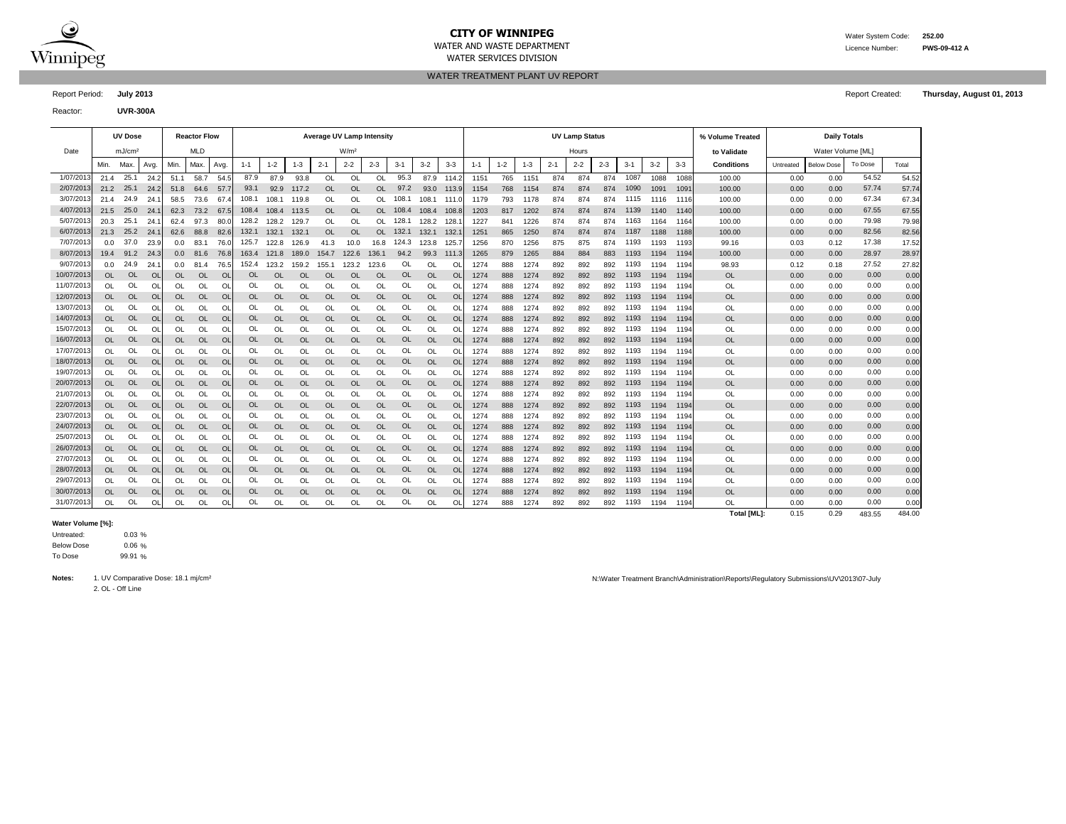# CITY OF WINNIPEG

WATER AND WASTE DEPARTMENT

WATER SERVICES DIVISION

Water System Code: **252.00**

Licence Number: **PWS-09-412 A**

## WATER TREATMENT PLANT UV REPORT

Report Period: **July 2013**

Report Created: **Thursday, August 01, 2013**

Reactor: **UVR-300A**

| Date | UV Dose mJ/cm² | | | Reactor Flow MLD | | | Average UV Lamp Intensity W/m² | | | | | | | | | UV Lamp Status Hours | | | | | | | | | % Volume Treated to Validate | Daily Totals Water Volume [ML] | | | |
|---|---|---|---|---|---|---|---|---|---|---|---|---|---|---|---|---|---|---|---|---|---|---|---|---|---|---|---|---|---|
| | Min. | Max. | Avg. | Min. | Max. | Avg. | 1-1 | 1-2 | 1-3 | 2-1 | 2-2 | 2-3 | 3-1 | 3-2 | 3-3 | 1-1 | 1-2 | 1-3 | 2-1 | 2-2 | 2-3 | 3-1 | 3-2 | 3-3 | Conditions | Untreated | Below Dose | To Dose | Total |
| 1/07/2013 | 21.4 | 25.1 | 24.2 | 51.1 | 58.7 | 54.5 | 87.9 | 87.9 | 93.8 | OL | OL | OL | 95.3 | 87.9 | 114.2 | 1151 | 765 | 1151 | 874 | 874 | 874 | 1087 | 1088 | 1088 | 100.00 | 0.00 | 0.00 | 54.52 | 54.52 |
| 2/07/2013 | 21.2 | 25.1 | 24.2 | 51.8 | 64.6 | 57.7 | 93.1 | 92.9 | 117.2 | OL | OL | OL | 97.2 | 93.0 | 113.9 | 1154 | 768 | 1154 | 874 | 874 | 874 | 1090 | 1091 | 1091 | 100.00 | 0.00 | 0.00 | 57.74 | 57.74 |
| 3/07/2013 | 21.4 | 24.9 | 24.1 | 58.5 | 73.6 | 67.4 | 108.1 | 108.1 | 119.8 | OL | OL | OL | 108.1 | 108.1 | 111.0 | 1179 | 793 | 1178 | 874 | 874 | 874 | 1115 | 1116 | 1116 | 100.00 | 0.00 | 0.00 | 67.34 | 67.34 |
| 4/07/2013 | 21.5 | 25.0 | 24.1 | 62.3 | 73.2 | 67.5 | 108.4 | 108.4 | 113.5 | OL | OL | OL | 108.4 | 108.4 | 108.8 | 1203 | 817 | 1202 | 874 | 874 | 874 | 1139 | 1140 | 1140 | 100.00 | 0.00 | 0.00 | 67.55 | 67.55 |
| 5/07/2013 | 20.3 | 25.1 | 24.1 | 62.4 | 97.3 | 80.0 | 128.2 | 128.2 | 129.7 | OL | OL | OL | 128.1 | 128.2 | 128.1 | 1227 | 841 | 1226 | 874 | 874 | 874 | 1163 | 1164 | 1164 | 100.00 | 0.00 | 0.00 | 79.98 | 79.98 |
| 6/07/2013 | 21.3 | 25.2 | 24.1 | 62.6 | 88.8 | 82.6 | 132.1 | 132.1 | 132.1 | OL | OL | OL | 132.1 | 132.1 | 132.1 | 1251 | 865 | 1250 | 874 | 874 | 874 | 1187 | 1188 | 1188 | 100.00 | 0.00 | 0.00 | 82.56 | 82.56 |
| 7/07/2013 | 0.0 | 37.0 | 23.9 | 0.0 | 83.1 | 76.0 | 125.7 | 122.8 | 126.9 | 41.3 | 10.0 | 16.8 | 124.3 | 123.8 | 125.7 | 1256 | 870 | 1256 | 875 | 875 | 874 | 1193 | 1193 | 1193 | 99.16 | 0.03 | 0.12 | 17.38 | 17.52 |
| 8/07/2013 | 19.4 | 91.2 | 24.3 | 0.0 | 81.6 | 76.8 | 163.4 | 121.8 | 189.0 | 154.7 | 122.6 | 136.1 | 94.2 | 99.3 | 111.3 | 1265 | 879 | 1265 | 884 | 884 | 883 | 1193 | 1194 | 1194 | 100.00 | 0.00 | 0.00 | 28.97 | 28.97 |
| 9/07/2013 | 0.0 | 24.9 | 24.1 | 0.0 | 81.4 | 76.5 | 152.4 | 123.2 | 159.2 | 155.1 | 123.2 | 123.6 | OL | OL | OL | 1274 | 888 | 1274 | 892 | 892 | 892 | 1193 | 1194 | 1194 | 98.93 | 0.12 | 0.18 | 27.52 | 27.82 |
| 10/07/2013 | OL | OL | OL | OL | OL | OL | OL | OL | OL | OL | OL | OL | OL | OL | OL | 1274 | 888 | 1274 | 892 | 892 | 892 | 1193 | 1194 | 1194 | OL | 0.00 | 0.00 | 0.00 | 0.00 |
| 11/07/2013 | OL | OL | OL | OL | OL | OL | OL | OL | OL | OL | OL | OL | OL | OL | OL | 1274 | 888 | 1274 | 892 | 892 | 892 | 1193 | 1194 | 1194 | OL | 0.00 | 0.00 | 0.00 | 0.00 |
| 12/07/2013 | OL | OL | OL | OL | OL | OL | OL | OL | OL | OL | OL | OL | OL | OL | OL | 1274 | 888 | 1274 | 892 | 892 | 892 | 1193 | 1194 | 1194 | OL | 0.00 | 0.00 | 0.00 | 0.00 |
| 13/07/2013 | OL | OL | OL | OL | OL | OL | OL | OL | OL | OL | OL | OL | OL | OL | OL | 1274 | 888 | 1274 | 892 | 892 | 892 | 1193 | 1194 | 1194 | OL | 0.00 | 0.00 | 0.00 | 0.00 |
| 14/07/2013 | OL | OL | OL | OL | OL | OL | OL | OL | OL | OL | OL | OL | OL | OL | OL | 1274 | 888 | 1274 | 892 | 892 | 892 | 1193 | 1194 | 1194 | OL | 0.00 | 0.00 | 0.00 | 0.00 |
| 15/07/2013 | OL | OL | OL | OL | OL | OL | OL | OL | OL | OL | OL | OL | OL | OL | OL | 1274 | 888 | 1274 | 892 | 892 | 892 | 1193 | 1194 | 1194 | OL | 0.00 | 0.00 | 0.00 | 0.00 |
| 16/07/2013 | OL | OL | OL | OL | OL | OL | OL | OL | OL | OL | OL | OL | OL | OL | OL | 1274 | 888 | 1274 | 892 | 892 | 892 | 1193 | 1194 | 1194 | OL | 0.00 | 0.00 | 0.00 | 0.00 |
| 17/07/2013 | OL | OL | OL | OL | OL | OL | OL | OL | OL | OL | OL | OL | OL | OL | OL | 1274 | 888 | 1274 | 892 | 892 | 892 | 1193 | 1194 | 1194 | OL | 0.00 | 0.00 | 0.00 | 0.00 |
| 18/07/2013 | OL | OL | OL | OL | OL | OL | OL | OL | OL | OL | OL | OL | OL | OL | OL | 1274 | 888 | 1274 | 892 | 892 | 892 | 1193 | 1194 | 1194 | OL | 0.00 | 0.00 | 0.00 | 0.00 |
| 19/07/2013 | OL | OL | OL | OL | OL | OL | OL | OL | OL | OL | OL | OL | OL | OL | OL | 1274 | 888 | 1274 | 892 | 892 | 892 | 1193 | 1194 | 1194 | OL | 0.00 | 0.00 | 0.00 | 0.00 |
| 20/07/2013 | OL | OL | OL | OL | OL | OL | OL | OL | OL | OL | OL | OL | OL | OL | OL | 1274 | 888 | 1274 | 892 | 892 | 892 | 1193 | 1194 | 1194 | OL | 0.00 | 0.00 | 0.00 | 0.00 |
| 21/07/2013 | OL | OL | OL | OL | OL | OL | OL | OL | OL | OL | OL | OL | OL | OL | OL | 1274 | 888 | 1274 | 892 | 892 | 892 | 1193 | 1194 | 1194 | OL | 0.00 | 0.00 | 0.00 | 0.00 |
| 22/07/2013 | OL | OL | OL | OL | OL | OL | OL | OL | OL | OL | OL | OL | OL | OL | OL | 1274 | 888 | 1274 | 892 | 892 | 892 | 1193 | 1194 | 1194 | OL | 0.00 | 0.00 | 0.00 | 0.00 |
| 23/07/2013 | OL | OL | OL | OL | OL | OL | OL | OL | OL | OL | OL | OL | OL | OL | OL | 1274 | 888 | 1274 | 892 | 892 | 892 | 1193 | 1194 | 1194 | OL | 0.00 | 0.00 | 0.00 | 0.00 |
| 24/07/2013 | OL | OL | OL | OL | OL | OL | OL | OL | OL | OL | OL | OL | OL | OL | OL | 1274 | 888 | 1274 | 892 | 892 | 892 | 1193 | 1194 | 1194 | OL | 0.00 | 0.00 | 0.00 | 0.00 |
| 25/07/2013 | OL | OL | OL | OL | OL | OL | OL | OL | OL | OL | OL | OL | OL | OL | OL | 1274 | 888 | 1274 | 892 | 892 | 892 | 1193 | 1194 | 1194 | OL | 0.00 | 0.00 | 0.00 | 0.00 |
| 26/07/2013 | OL | OL | OL | OL | OL | OL | OL | OL | OL | OL | OL | OL | OL | OL | OL | 1274 | 888 | 1274 | 892 | 892 | 892 | 1193 | 1194 | 1194 | OL | 0.00 | 0.00 | 0.00 | 0.00 |
| 27/07/2013 | OL | OL | OL | OL | OL | OL | OL | OL | OL | OL | OL | OL | OL | OL | OL | 1274 | 888 | 1274 | 892 | 892 | 892 | 1193 | 1194 | 1194 | OL | 0.00 | 0.00 | 0.00 | 0.00 |
| 28/07/2013 | OL | OL | OL | OL | OL | OL | OL | OL | OL | OL | OL | OL | OL | OL | OL | 1274 | 888 | 1274 | 892 | 892 | 892 | 1193 | 1194 | 1194 | OL | 0.00 | 0.00 | 0.00 | 0.00 |
| 29/07/2013 | OL | OL | OL | OL | OL | OL | OL | OL | OL | OL | OL | OL | OL | OL | OL | 1274 | 888 | 1274 | 892 | 892 | 892 | 1193 | 1194 | 1194 | OL | 0.00 | 0.00 | 0.00 | 0.00 |
| 30/07/2013 | OL | OL | OL | OL | OL | OL | OL | OL | OL | OL | OL | OL | OL | OL | OL | 1274 | 888 | 1274 | 892 | 892 | 892 | 1193 | 1194 | 1194 | OL | 0.00 | 0.00 | 0.00 | 0.00 |
| 31/07/2013 | OL | OL | OL | OL | OL | OL | OL | OL | OL | OL | OL | OL | OL | OL | OL | 1274 | 888 | 1274 | 892 | 892 | 892 | 1193 | 1194 | 1194 | OL | 0.00 | 0.00 | 0.00 | 0.00 |
| | | | | | | | | | | | | | | | | | | | | | | | | | **Total [ML]:** | 0.15 | 0.29 | 483.55 | 484.00 |

**Water Volume [%]:**

Untreated: 0.03 %

Below Dose 0.06 %

To Dose 99.91 %

**Notes:** 1. UV Comparative Dose: 18.1 mj/cm²

2. OL - Off Line

N:\Water Treatment Branch\Administration\Reports\Regulatory Submissions\UV\2013\07-July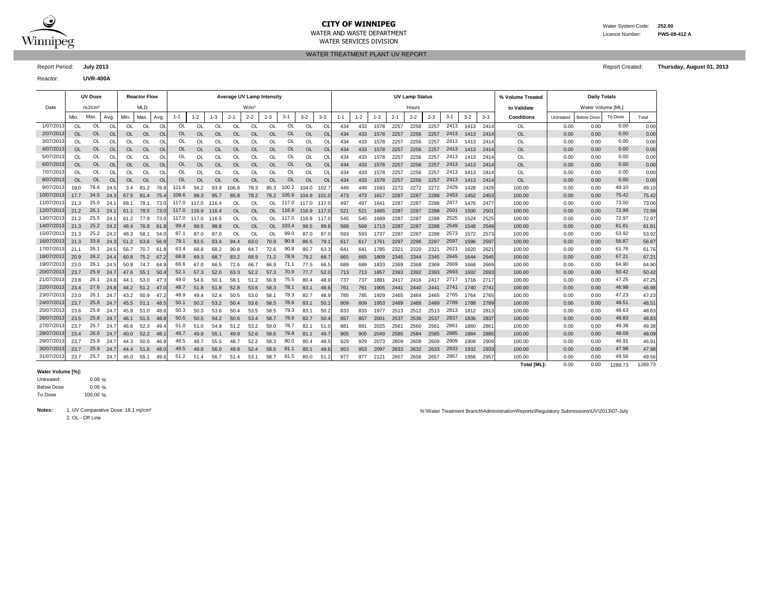# CITY OF WINNIPEG

WATER AND WASTE DEPARTMENT
WATER SERVICES DIVISION

Water System Code: **252.00**
Licence Number: **PWS-09-412 A**

WATER TREATMENT PLANT UV REPORT

Report Period: **July 2013**
Report Created: **Thursday, August 01, 2013**

Reactor: **UVR-400A**

| Date | UV Dose | | | Reactor Flow | | | Average UV Lamp Intensity | | | | | | | | | UV Lamp Status | | | | | | | | | % Volume Treated | Daily Totals | | | |
|---|---|---|---|---|---|---|---|---|---|---|---|---|---|---|---|---|---|---|---|---|---|---|---|---|---|---|---|---|---|
| | mJ/cm² | | | MLD | | | W/m² | | | | | | | | | Hours | | | | | | | | | to Validate | Water Volume [ML] | | | |
| | Min. | Max. | Avg. | Min. | Max. | Avg. | 1-1 | 1-2 | 1-3 | 2-1 | 2-2 | 2-3 | 3-1 | 3-2 | 3-3 | 1-1 | 1-2 | 1-3 | 2-1 | 2-2 | 2-3 | 3-1 | 3-2 | 3-3 | Conditions | Untreated | Below Dose | To Dose | Total |
| 1/07/2013 | OL | OL | OL | OL | OL | OL | OL | OL | OL | OL | OL | OL | OL | OL | OL | 434 | 433 | 1578 | 2257 | 2256 | 2257 | 2413 | 1413 | 2414 | OL | 0.00 | 0.00 | 0.00 | 0.00 |
| 2/07/2013 | OL | OL | OL | OL | OL | OL | OL | OL | OL | OL | OL | OL | OL | OL | OL | 434 | 433 | 1578 | 2257 | 2256 | 2257 | 2413 | 1413 | 2414 | OL | 0.00 | 0.00 | 0.00 | 0.00 |
| 3/07/2013 | OL | OL | OL | OL | OL | OL | OL | OL | OL | OL | OL | OL | OL | OL | OL | 434 | 433 | 1578 | 2257 | 2256 | 2257 | 2413 | 1413 | 2414 | OL | 0.00 | 0.00 | 0.00 | 0.00 |
| 4/07/2013 | OL | OL | OL | OL | OL | OL | OL | OL | OL | OL | OL | OL | OL | OL | OL | 434 | 433 | 1578 | 2257 | 2256 | 2257 | 2413 | 1413 | 2414 | OL | 0.00 | 0.00 | 0.00 | 0.00 |
| 5/07/2013 | OL | OL | OL | OL | OL | OL | OL | OL | OL | OL | OL | OL | OL | OL | OL | 434 | 433 | 1578 | 2257 | 2256 | 2257 | 2413 | 1413 | 2414 | OL | 0.00 | 0.00 | 0.00 | 0.00 |
| 6/07/2013 | OL | OL | OL | OL | OL | OL | OL | OL | OL | OL | OL | OL | OL | OL | OL | 434 | 433 | 1578 | 2257 | 2256 | 2257 | 2413 | 1413 | 2414 | OL | 0.00 | 0.00 | 0.00 | 0.00 |
| 7/07/2013 | OL | OL | OL | OL | OL | OL | OL | OL | OL | OL | OL | OL | OL | OL | OL | 434 | 433 | 1578 | 2257 | 2256 | 2257 | 2413 | 1413 | 2414 | OL | 0.00 | 0.00 | 0.00 | 0.00 |
| 8/07/2013 | OL | OL | OL | OL | OL | OL | OL | OL | OL | OL | OL | OL | OL | OL | OL | 434 | 433 | 1578 | 2257 | 2256 | 2257 | 2413 | 1413 | 2414 | OL | 0.00 | 0.00 | 0.00 | 0.00 |
| 9/07/2013 | 19.0 | 78.6 | 24.5 | 3.4 | 81.2 | 76.8 | 121.6 | 94.2 | 93.9 | 106.8 | 78.3 | 85.3 | 100.2 | 104.0 | 102.7 | 449 | 449 | 1593 | 2272 | 2272 | 2272 | 2429 | 1428 | 2429 | 100.00 | 0.00 | 0.00 | 49.10 | 49.10 |
| 10/07/2013 | 17.7 | 34.5 | 24.3 | 67.5 | 81.4 | 75.4 | 108.6 | 98.3 | 95.7 | 85.8 | 78.2 | 78.2 | 105.6 | 104.9 | 101.0 | 473 | 473 | 1617 | 2287 | 2287 | 2288 | 2453 | 1452 | 2453 | 100.00 | 0.00 | 0.00 | 75.42 | 75.42 |
| 11/07/2013 | 21.3 | 25.0 | 24.1 | 68.1 | 78.1 | 73.0 | 117.0 | 117.0 | 116.4 | OL | OL | OL | 117.0 | 117.0 | 117.0 | 497 | 497 | 1641 | 2287 | 2287 | 2288 | 2477 | 1476 | 2477 | 100.00 | 0.00 | 0.00 | 73.00 | 73.00 |
| 12/07/2013 | 21.2 | 25.1 | 24.1 | 61.1 | 78.5 | 73.0 | 117.0 | 116.9 | 116.4 | OL | OL | OL | 116.9 | 116.9 | 117.0 | 521 | 521 | 1665 | 2287 | 2287 | 2288 | 2501 | 1500 | 2501 | 100.00 | 0.00 | 0.00 | 72.99 | 72.99 |
| 13/07/2013 | 21.2 | 25.5 | 24.1 | 61.2 | 77.9 | 73.0 | 117.0 | 117.0 | 116.5 | OL | OL | OL | 117.0 | 116.9 | 117.0 | 545 | 545 | 1689 | 2287 | 2287 | 2288 | 2525 | 1524 | 2525 | 100.00 | 0.00 | 0.00 | 72.97 | 72.97 |
| 14/07/2013 | 21.3 | 25.2 | 24.2 | 48.4 | 76.8 | 61.8 | 99.4 | 99.5 | 98.8 | OL | OL | OL | 103.4 | 99.5 | 99.6 | 569 | 569 | 1713 | 2287 | 2287 | 2288 | 2549 | 1548 | 2549 | 100.00 | 0.00 | 0.00 | 61.81 | 61.81 |
| 15/07/2013 | 21.3 | 25.2 | 24.2 | 48.3 | 58.1 | 54.0 | 87.1 | 87.0 | 87.0 | OL | OL | OL | 89.0 | 87.0 | 87.0 | 593 | 593 | 1737 | 2287 | 2287 | 2288 | 2573 | 1572 | 2573 | 100.00 | 0.00 | 0.00 | 53.92 | 53.92 |
| 16/07/2013 | 21.3 | 33.8 | 24.3 | 51.2 | 63.6 | 56.9 | 79.1 | 83.5 | 83.4 | 94.4 | 63.0 | 70.9 | 90.8 | 86.5 | 79.1 | 617 | 617 | 1761 | 2297 | 2296 | 2297 | 2597 | 1596 | 2597 | 100.00 | 0.00 | 0.00 | 56.87 | 56.87 |
| 17/07/2013 | 21.1 | 26.1 | 24.5 | 56.7 | 70.7 | 61.8 | 63.4 | 68.8 | 68.2 | 90.8 | 64.7 | 72.6 | 90.8 | 80.7 | 63.3 | 641 | 641 | 1785 | 2321 | 2320 | 2321 | 2621 | 1620 | 2621 | 100.00 | 0.00 | 0.00 | 61.76 | 61.76 |
| 18/07/2013 | 20.9 | 26.2 | 24.4 | 60.8 | 75.2 | 67.2 | 68.8 | 69.3 | 68.7 | 83.2 | 68.9 | 71.2 | 78.9 | 79.2 | 68.7 | 665 | 665 | 1809 | 2345 | 2344 | 2345 | 2645 | 1644 | 2645 | 100.00 | 0.00 | 0.00 | 67.21 | 67.21 |
| 19/07/2013 | 23.0 | 26.1 | 24.5 | 50.9 | 74.7 | 64.9 | 66.6 | 67.0 | 66.5 | 72.6 | 66.7 | 66.9 | 71.1 | 77.5 | 66.5 | 689 | 689 | 1833 | 2369 | 2368 | 2369 | 2669 | 1668 | 2669 | 100.00 | 0.00 | 0.00 | 64.90 | 64.90 |
| 20/07/2013 | 23.7 | 25.9 | 24.7 | 47.6 | 55.1 | 50.4 | 52.1 | 57.3 | 52.0 | 63.3 | 52.2 | 57.3 | 70.9 | 77.7 | 52.0 | 713 | 713 | 1857 | 2393 | 2392 | 2393 | 2693 | 1692 | 2693 | 100.00 | 0.00 | 0.00 | 50.42 | 50.42 |
| 21/07/2013 | 23.8 | 26.1 | 24.8 | 44.1 | 53.0 | 47.3 | 49.0 | 54.6 | 50.1 | 56.1 | 51.2 | 56.8 | 75.5 | 80.4 | 48.9 | 737 | 737 | 1881 | 2417 | 2416 | 2417 | 2717 | 1716 | 2717 | 100.00 | 0.00 | 0.00 | 47.25 | 47.25 |
| 22/07/2013 | 23.4 | 27.6 | 24.8 | 44.2 | 51.2 | 47.0 | 48.7 | 51.8 | 51.8 | 52.8 | 53.6 | 58.3 | 78.1 | 83.1 | 48.6 | 761 | 761 | 1905 | 2441 | 2440 | 2441 | 2741 | 1740 | 2741 | 100.00 | 0.00 | 0.00 | 46.98 | 46.98 |
| 23/07/2013 | 23.0 | 26.1 | 24.7 | 43.2 | 50.9 | 47.2 | 48.9 | 49.4 | 52.4 | 50.5 | 53.0 | 58.1 | 78.3 | 82.7 | 48.9 | 785 | 785 | 1929 | 2465 | 2464 | 2465 | 2765 | 1764 | 2765 | 100.00 | 0.00 | 0.00 | 47.23 | 47.23 |
| 24/07/2013 | 23.7 | 25.8 | 24.7 | 45.5 | 51.1 | 48.5 | 50.1 | 50.2 | 53.2 | 50.4 | 53.6 | 58.5 | 78.6 | 83.1 | 50.1 | 809 | 809 | 1953 | 2489 | 2488 | 2489 | 2789 | 1788 | 2789 | 100.00 | 0.00 | 0.00 | 48.51 | 48.51 |
| 25/07/2013 | 23.6 | 25.9 | 24.7 | 45.8 | 51.0 | 48.6 | 50.3 | 50.3 | 53.6 | 50.4 | 53.5 | 58.5 | 79.3 | 83.1 | 50.2 | 833 | 833 | 1977 | 2513 | 2512 | 2513 | 2813 | 1812 | 2813 | 100.00 | 0.00 | 0.00 | 48.63 | 48.63 |
| 26/07/2013 | 23.5 | 25.8 | 24.7 | 46.1 | 51.5 | 48.8 | 50.5 | 50.5 | 54.2 | 50.6 | 53.4 | 58.7 | 78.6 | 82.7 | 50.4 | 857 | 857 | 2001 | 2537 | 2536 | 2537 | 2837 | 1836 | 2837 | 100.00 | 0.00 | 0.00 | 48.83 | 48.83 |
| 27/07/2013 | 23.7 | 25.7 | 24.7 | 46.6 | 52.3 | 49.4 | 51.0 | 51.0 | 54.9 | 51.2 | 53.2 | 59.0 | 78.7 | 82.1 | 51.0 | 881 | 881 | 2025 | 2561 | 2560 | 2561 | 2861 | 1860 | 2861 | 100.00 | 0.00 | 0.00 | 49.38 | 49.38 |
| 28/07/2013 | 23.4 | 26.0 | 24.7 | 40.0 | 52.2 | 48.1 | 49.7 | 49.9 | 55.1 | 49.9 | 52.6 | 58.6 | 79.8 | 81.1 | 49.7 | 905 | 905 | 2049 | 2585 | 2584 | 2585 | 2885 | 1884 | 2885 | 100.00 | 0.00 | 0.00 | 48.09 | 48.09 |
| 29/07/2013 | 23.7 | 25.9 | 24.7 | 44.3 | 50.0 | 46.9 | 48.5 | 48.7 | 55.5 | 48.7 | 52.2 | 58.3 | 80.0 | 80.4 | 48.5 | 929 | 929 | 2073 | 2609 | 2608 | 2609 | 2909 | 1908 | 2909 | 100.00 | 0.00 | 0.00 | 46.91 | 46.91 |
| 30/07/2013 | 23.7 | 25.9 | 24.7 | 44.4 | 51.6 | 48.0 | 49.5 | 49.8 | 56.0 | 49.8 | 52.4 | 58.6 | 81.1 | 80.1 | 49.6 | 953 | 953 | 2097 | 2633 | 2632 | 2633 | 2933 | 1932 | 2933 | 100.00 | 0.00 | 0.00 | 47.98 | 47.98 |
| 31/07/2013 | 23.7 | 25.7 | 24.7 | 46.0 | 55.1 | 49.6 | 51.2 | 51.4 | 56.7 | 51.4 | 53.1 | 58.7 | 81.5 | 80.0 | 51.2 | 977 | 977 | 2121 | 2657 | 2656 | 2657 | 2957 | 1956 | 2957 | 100.00 | 0.00 | 0.00 | 49.56 | 49.56 |
| | | | | | | | | | | | | | | | | | | | | | | | | | **Total [ML]:** | 0.00 | 0.00 | 1289.73 | 1289.73 |

**Water Volume [%]:**

| | |
|---|---|
| Untreated: | 0.00 % |
| Below Dose | 0.00 % |
| To Dose | 100.00 % |

**Notes:**
1. UV Comparative Dose: 18.1 mj/cm²
2. OL - Off Line

N:\Water Treatment Branch\Administration\Reports\Regulatory Submissions\UV\2013\07-July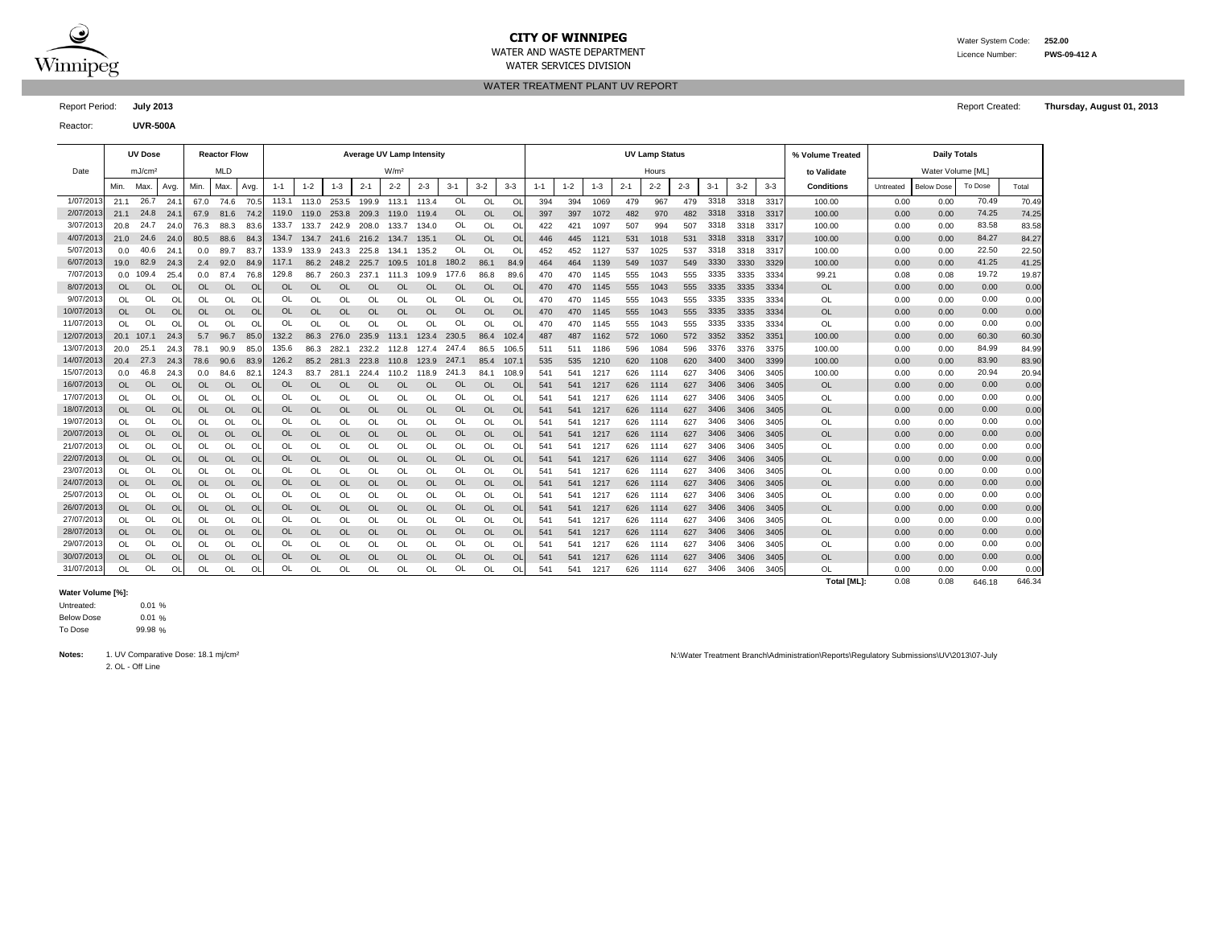# CITY OF WINNIPEG

WATER AND WASTE DEPARTMENT

WATER SERVICES DIVISION

Water System Code: **252.00**

Licence Number: **PWS-09-412 A**

## WATER TREATMENT PLANT UV REPORT

Report Period: **July 2013**

Report Created: **Thursday, August 01, 2013**

Reactor: **UVR-500A**

| Date | UV Dose | | | Reactor Flow | | | Average UV Lamp Intensity | | | | | | | | | UV Lamp Status | | | | | | | | | % Volume Treated | Daily Totals | | | |
|---|---|---|---|---|---|---|---|---|---|---|---|---|---|---|---|---|---|---|---|---|---|---|---|---|---|---|---|---|---|
| | mJ/cm² | | | MLD | | | W/m² | | | | | | | | | Hours | | | | | | | | | to Validate | Water Volume [ML] | | | |
| | Min. | Max. | Avg. | Min. | Max. | Avg. | 1-1 | 1-2 | 1-3 | 2-1 | 2-2 | 2-3 | 3-1 | 3-2 | 3-3 | 1-1 | 1-2 | 1-3 | 2-1 | 2-2 | 2-3 | 3-1 | 3-2 | 3-3 | Conditions | Untreated | Below Dose | To Dose | Total |
| 1/07/2013 | 21.1 | 26.7 | 24.1 | 67.0 | 74.6 | 70.5 | 113.1 | 113.0 | 253.5 | 199.9 | 113.1 | 113.4 | OL | OL | OL | 394 | 394 | 1069 | 479 | 967 | 479 | 3318 | 3318 | 3317 | 100.00 | 0.00 | 0.00 | 70.49 | 70.49 |
| 2/07/2013 | 21.1 | 24.8 | 24.1 | 67.9 | 81.6 | 74.2 | 119.0 | 119.0 | 253.8 | 209.3 | 119.0 | 119.4 | OL | OL | OL | 397 | 397 | 1072 | 482 | 970 | 482 | 3318 | 3318 | 3317 | 100.00 | 0.00 | 0.00 | 74.25 | 74.25 |
| 3/07/2013 | 20.8 | 24.7 | 24.0 | 76.3 | 88.3 | 83.6 | 133.7 | 133.7 | 242.9 | 208.0 | 133.7 | 134.0 | OL | OL | OL | 422 | 421 | 1097 | 507 | 994 | 507 | 3318 | 3318 | 3317 | 100.00 | 0.00 | 0.00 | 83.58 | 83.58 |
| 4/07/2013 | 21.0 | 24.6 | 24.0 | 80.5 | 88.6 | 84.3 | 134.7 | 134.7 | 241.6 | 216.2 | 134.7 | 135.1 | OL | OL | OL | 446 | 445 | 1121 | 531 | 1018 | 531 | 3318 | 3318 | 3317 | 100.00 | 0.00 | 0.00 | 84.27 | 84.27 |
| 5/07/2013 | 0.0 | 40.6 | 24.1 | 0.0 | 89.7 | 83.7 | 133.9 | 133.9 | 243.3 | 225.8 | 134.1 | 135.2 | OL | OL | OL | 452 | 452 | 1127 | 537 | 1025 | 537 | 3318 | 3318 | 3317 | 100.00 | 0.00 | 0.00 | 22.50 | 22.50 |
| 6/07/2013 | 19.0 | 82.9 | 24.3 | 2.4 | 92.0 | 84.9 | 117.1 | 86.2 | 248.2 | 225.7 | 109.5 | 101.8 | 180.2 | 86.1 | 84.9 | 464 | 464 | 1139 | 549 | 1037 | 549 | 3330 | 3330 | 3329 | 100.00 | 0.00 | 0.00 | 41.25 | 41.25 |
| 7/07/2013 | 0.0 | 109.4 | 25.4 | 0.0 | 87.4 | 76.8 | 129.8 | 86.7 | 260.3 | 237.1 | 111.3 | 109.9 | 177.6 | 86.8 | 89.6 | 470 | 470 | 1145 | 555 | 1043 | 555 | 3335 | 3335 | 3334 | 99.21 | 0.08 | 0.08 | 19.72 | 19.87 |
| 8/07/2013 | OL | OL | OL | OL | OL | OL | OL | OL | OL | OL | OL | OL | OL | OL | OL | 470 | 470 | 1145 | 555 | 1043 | 555 | 3335 | 3335 | 3334 | OL | 0.00 | 0.00 | 0.00 | 0.00 |
| 9/07/2013 | OL | OL | OL | OL | OL | OL | OL | OL | OL | OL | OL | OL | OL | OL | OL | 470 | 470 | 1145 | 555 | 1043 | 555 | 3335 | 3335 | 3334 | OL | 0.00 | 0.00 | 0.00 | 0.00 |
| 10/07/2013 | OL | OL | OL | OL | OL | OL | OL | OL | OL | OL | OL | OL | OL | OL | OL | 470 | 470 | 1145 | 555 | 1043 | 555 | 3335 | 3335 | 3334 | OL | 0.00 | 0.00 | 0.00 | 0.00 |
| 11/07/2013 | OL | OL | OL | OL | OL | OL | OL | OL | OL | OL | OL | OL | OL | OL | OL | 470 | 470 | 1145 | 555 | 1043 | 555 | 3335 | 3335 | 3334 | OL | 0.00 | 0.00 | 0.00 | 0.00 |
| 12/07/2013 | 20.1 | 107.1 | 24.3 | 5.7 | 96.7 | 85.0 | 132.2 | 86.3 | 276.0 | 235.9 | 113.1 | 123.4 | 230.5 | 86.4 | 102.4 | 487 | 487 | 1162 | 572 | 1060 | 572 | 3352 | 3352 | 3351 | 100.00 | 0.00 | 0.00 | 60.30 | 60.30 |
| 13/07/2013 | 20.0 | 25.1 | 24.3 | 78.1 | 90.9 | 85.0 | 135.6 | 86.3 | 282.1 | 232.2 | 112.8 | 127.4 | 247.4 | 86.5 | 106.5 | 511 | 511 | 1186 | 596 | 1084 | 596 | 3376 | 3376 | 3375 | 100.00 | 0.00 | 0.00 | 84.99 | 84.99 |
| 14/07/2013 | 20.4 | 27.3 | 24.3 | 78.6 | 90.6 | 83.9 | 126.2 | 85.2 | 281.3 | 223.8 | 110.8 | 123.9 | 247.1 | 85.4 | 107.1 | 535 | 535 | 1210 | 620 | 1108 | 620 | 3400 | 3400 | 3399 | 100.00 | 0.00 | 0.00 | 83.90 | 83.90 |
| 15/07/2013 | 0.0 | 46.8 | 24.3 | 0.0 | 84.6 | 82.1 | 124.3 | 83.7 | 281.1 | 224.4 | 110.2 | 118.9 | 241.3 | 84.1 | 108.9 | 541 | 541 | 1217 | 626 | 1114 | 627 | 3406 | 3406 | 3405 | 100.00 | 0.00 | 0.00 | 20.94 | 20.94 |
| 16/07/2013 | OL | OL | OL | OL | OL | OL | OL | OL | OL | OL | OL | OL | OL | OL | OL | 541 | 541 | 1217 | 626 | 1114 | 627 | 3406 | 3406 | 3405 | OL | 0.00 | 0.00 | 0.00 | 0.00 |
| 17/07/2013 | OL | OL | OL | OL | OL | OL | OL | OL | OL | OL | OL | OL | OL | OL | OL | 541 | 541 | 1217 | 626 | 1114 | 627 | 3406 | 3406 | 3405 | OL | 0.00 | 0.00 | 0.00 | 0.00 |
| 18/07/2013 | OL | OL | OL | OL | OL | OL | OL | OL | OL | OL | OL | OL | OL | OL | OL | 541 | 541 | 1217 | 626 | 1114 | 627 | 3406 | 3406 | 3405 | OL | 0.00 | 0.00 | 0.00 | 0.00 |
| 19/07/2013 | OL | OL | OL | OL | OL | OL | OL | OL | OL | OL | OL | OL | OL | OL | OL | 541 | 541 | 1217 | 626 | 1114 | 627 | 3406 | 3406 | 3405 | OL | 0.00 | 0.00 | 0.00 | 0.00 |
| 20/07/2013 | OL | OL | OL | OL | OL | OL | OL | OL | OL | OL | OL | OL | OL | OL | OL | 541 | 541 | 1217 | 626 | 1114 | 627 | 3406 | 3406 | 3405 | OL | 0.00 | 0.00 | 0.00 | 0.00 |
| 21/07/2013 | OL | OL | OL | OL | OL | OL | OL | OL | OL | OL | OL | OL | OL | OL | OL | 541 | 541 | 1217 | 626 | 1114 | 627 | 3406 | 3406 | 3405 | OL | 0.00 | 0.00 | 0.00 | 0.00 |
| 22/07/2013 | OL | OL | OL | OL | OL | OL | OL | OL | OL | OL | OL | OL | OL | OL | OL | 541 | 541 | 1217 | 626 | 1114 | 627 | 3406 | 3406 | 3405 | OL | 0.00 | 0.00 | 0.00 | 0.00 |
| 23/07/2013 | OL | OL | OL | OL | OL | OL | OL | OL | OL | OL | OL | OL | OL | OL | OL | 541 | 541 | 1217 | 626 | 1114 | 627 | 3406 | 3406 | 3405 | OL | 0.00 | 0.00 | 0.00 | 0.00 |
| 24/07/2013 | OL | OL | OL | OL | OL | OL | OL | OL | OL | OL | OL | OL | OL | OL | OL | 541 | 541 | 1217 | 626 | 1114 | 627 | 3406 | 3406 | 3405 | OL | 0.00 | 0.00 | 0.00 | 0.00 |
| 25/07/2013 | OL | OL | OL | OL | OL | OL | OL | OL | OL | OL | OL | OL | OL | OL | OL | 541 | 541 | 1217 | 626 | 1114 | 627 | 3406 | 3406 | 3405 | OL | 0.00 | 0.00 | 0.00 | 0.00 |
| 26/07/2013 | OL | OL | OL | OL | OL | OL | OL | OL | OL | OL | OL | OL | OL | OL | OL | 541 | 541 | 1217 | 626 | 1114 | 627 | 3406 | 3406 | 3405 | OL | 0.00 | 0.00 | 0.00 | 0.00 |
| 27/07/2013 | OL | OL | OL | OL | OL | OL | OL | OL | OL | OL | OL | OL | OL | OL | OL | 541 | 541 | 1217 | 626 | 1114 | 627 | 3406 | 3406 | 3405 | OL | 0.00 | 0.00 | 0.00 | 0.00 |
| 28/07/2013 | OL | OL | OL | OL | OL | OL | OL | OL | OL | OL | OL | OL | OL | OL | OL | 541 | 541 | 1217 | 626 | 1114 | 627 | 3406 | 3406 | 3405 | OL | 0.00 | 0.00 | 0.00 | 0.00 |
| 29/07/2013 | OL | OL | OL | OL | OL | OL | OL | OL | OL | OL | OL | OL | OL | OL | OL | 541 | 541 | 1217 | 626 | 1114 | 627 | 3406 | 3406 | 3405 | OL | 0.00 | 0.00 | 0.00 | 0.00 |
| 30/07/2013 | OL | OL | OL | OL | OL | OL | OL | OL | OL | OL | OL | OL | OL | OL | OL | 541 | 541 | 1217 | 626 | 1114 | 627 | 3406 | 3406 | 3405 | OL | 0.00 | 0.00 | 0.00 | 0.00 |
| 31/07/2013 | OL | OL | OL | OL | OL | OL | OL | OL | OL | OL | OL | OL | OL | OL | OL | 541 | 541 | 1217 | 626 | 1114 | 627 | 3406 | 3406 | 3405 | OL | 0.00 | 0.00 | 0.00 | 0.00 |
| | | | | | | | | | | | | | | | | | | | | | | | | | **Total [ML]:** | 0.08 | 0.08 | 646.18 | 646.34 |

**Water Volume [%]:**

Untreated: 0.01 %

Below Dose 0.01 %

To Dose 99.98 %

**Notes:**
1. UV Comparative Dose: 18.1 mj/cm²
2. OL - Off Line

N:\Water Treatment Branch\Administration\Reports\Regulatory Submissions\UV\2013\07-July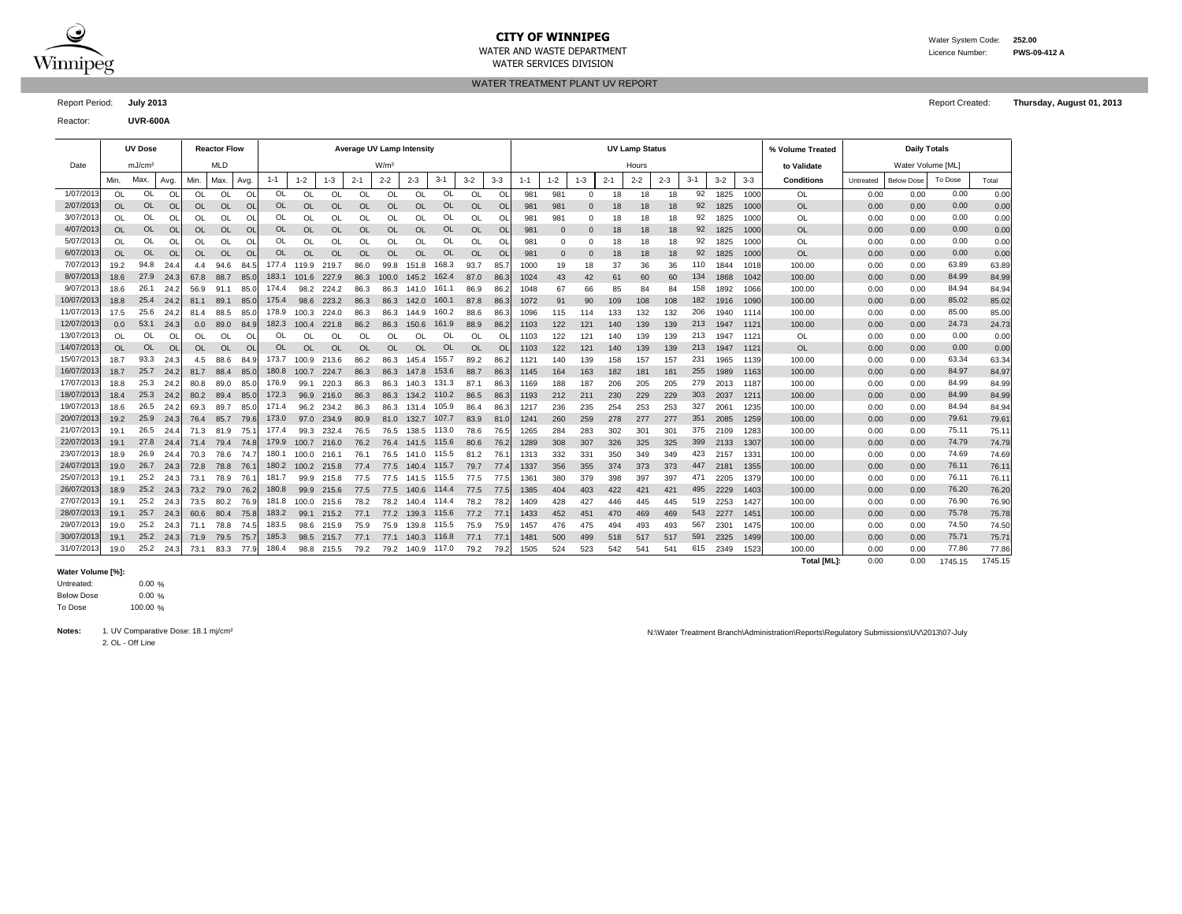# CITY OF WINNIPEG

WATER AND WASTE DEPARTMENT

WATER SERVICES DIVISION

Water System Code: **252.00**

Licence Number: **PWS-09-412 A**

## WATER TREATMENT PLANT UV REPORT

Report Period: **July 2013**

Report Created: **Thursday, August 01, 2013**

Reactor: **UVR-600A**

| Date | UV Dose (mJ/cm²) | | | Reactor Flow (MLD) | | | Average UV Lamp Intensity (W/m²) | | | | | | | | | UV Lamp Status (Hours) | | | | | | | | | % Volume Treated to Validate | Daily Totals - Water Volume [ML] | | | |
|---|---|---|---|---|---|---|---|---|---|---|---|---|---|---|---|---|---|---|---|---|---|---|---|---|---|---|---|---|---|
| | Min. | Max. | Avg. | Min. | Max. | Avg. | 1-1 | 1-2 | 1-3 | 2-1 | 2-2 | 2-3 | 3-1 | 3-2 | 3-3 | 1-1 | 1-2 | 1-3 | 2-1 | 2-2 | 2-3 | 3-1 | 3-2 | 3-3 | Conditions | Untreated | Below Dose | To Dose | Total |
| 1/07/2013 | OL | OL | OL | OL | OL | OL | OL | OL | OL | OL | OL | OL | OL | OL | OL | 981 | 981 | 0 | 18 | 18 | 18 | 92 | 1825 | 1000 | OL | 0.00 | 0.00 | 0.00 | 0.00 |
| 2/07/2013 | OL | OL | OL | OL | OL | OL | OL | OL | OL | OL | OL | OL | OL | OL | OL | 981 | 981 | 0 | 18 | 18 | 18 | 92 | 1825 | 1000 | OL | 0.00 | 0.00 | 0.00 | 0.00 |
| 3/07/2013 | OL | OL | OL | OL | OL | OL | OL | OL | OL | OL | OL | OL | OL | OL | OL | 981 | 981 | 0 | 18 | 18 | 18 | 92 | 1825 | 1000 | OL | 0.00 | 0.00 | 0.00 | 0.00 |
| 4/07/2013 | OL | OL | OL | OL | OL | OL | OL | OL | OL | OL | OL | OL | OL | OL | OL | 981 | 0 | 0 | 18 | 18 | 18 | 92 | 1825 | 1000 | OL | 0.00 | 0.00 | 0.00 | 0.00 |
| 5/07/2013 | OL | OL | OL | OL | OL | OL | OL | OL | OL | OL | OL | OL | OL | OL | OL | 981 | 0 | 0 | 18 | 18 | 18 | 92 | 1825 | 1000 | OL | 0.00 | 0.00 | 0.00 | 0.00 |
| 6/07/2013 | OL | OL | OL | OL | OL | OL | OL | OL | OL | OL | OL | OL | OL | OL | OL | 981 | 0 | 0 | 18 | 18 | 18 | 92 | 1825 | 1000 | OL | 0.00 | 0.00 | 0.00 | 0.00 |
| 7/07/2013 | 19.2 | 94.8 | 24.4 | 4.4 | 94.6 | 84.5 | 177.4 | 119.9 | 219.7 | 86.0 | 99.8 | 151.8 | 168.3 | 93.7 | 85.7 | 1000 | 19 | 18 | 37 | 36 | 36 | 110 | 1844 | 1018 | 100.00 | 0.00 | 0.00 | 63.89 | 63.89 |
| 8/07/2013 | 18.6 | 27.9 | 24.3 | 67.8 | 88.7 | 85.0 | 183.1 | 101.6 | 227.9 | 86.3 | 100.0 | 145.2 | 162.4 | 87.0 | 86.3 | 1024 | 43 | 42 | 61 | 60 | 60 | 134 | 1868 | 1042 | 100.00 | 0.00 | 0.00 | 84.99 | 84.99 |
| 9/07/2013 | 18.6 | 26.1 | 24.2 | 56.9 | 91.1 | 85.0 | 174.4 | 98.2 | 224.2 | 86.3 | 86.3 | 141.0 | 161.1 | 86.9 | 86.2 | 1048 | 67 | 66 | 85 | 84 | 84 | 158 | 1892 | 1066 | 100.00 | 0.00 | 0.00 | 84.94 | 84.94 |
| 10/07/2013 | 18.8 | 25.4 | 24.2 | 81.1 | 89.1 | 85.0 | 175.4 | 98.6 | 223.2 | 86.3 | 86.3 | 142.0 | 160.1 | 87.8 | 86.3 | 1072 | 91 | 90 | 109 | 108 | 108 | 182 | 1916 | 1090 | 100.00 | 0.00 | 0.00 | 85.02 | 85.02 |
| 11/07/2013 | 17.5 | 25.6 | 24.2 | 81.4 | 88.5 | 85.0 | 178.9 | 100.3 | 224.0 | 86.3 | 86.3 | 144.9 | 160.2 | 88.6 | 86.3 | 1096 | 115 | 114 | 133 | 132 | 132 | 206 | 1940 | 1114 | 100.00 | 0.00 | 0.00 | 85.00 | 85.00 |
| 12/07/2013 | 0.0 | 53.1 | 24.3 | 0.0 | 89.0 | 84.9 | 182.3 | 100.4 | 221.8 | 86.2 | 86.3 | 150.6 | 161.9 | 88.9 | 86.2 | 1103 | 122 | 121 | 140 | 139 | 139 | 213 | 1947 | 1121 | 100.00 | 0.00 | 0.00 | 24.73 | 24.73 |
| 13/07/2013 | OL | OL | OL | OL | OL | OL | OL | OL | OL | OL | OL | OL | OL | OL | OL | 1103 | 122 | 121 | 140 | 139 | 139 | 213 | 1947 | 1121 | OL | 0.00 | 0.00 | 0.00 | 0.00 |
| 14/07/2013 | OL | OL | OL | OL | OL | OL | OL | OL | OL | OL | OL | OL | OL | OL | OL | 1103 | 122 | 121 | 140 | 139 | 139 | 213 | 1947 | 1121 | OL | 0.00 | 0.00 | 0.00 | 0.00 |
| 15/07/2013 | 18.7 | 93.3 | 24.3 | 4.5 | 88.6 | 84.9 | 173.7 | 100.9 | 213.6 | 86.2 | 86.3 | 145.4 | 155.7 | 89.2 | 86.2 | 1121 | 140 | 139 | 158 | 157 | 157 | 231 | 1965 | 1139 | 100.00 | 0.00 | 0.00 | 63.34 | 63.34 |
| 16/07/2013 | 18.7 | 25.7 | 24.2 | 81.7 | 88.4 | 85.0 | 180.8 | 100.7 | 224.7 | 86.3 | 86.3 | 147.8 | 153.6 | 88.7 | 86.3 | 1145 | 164 | 163 | 182 | 181 | 181 | 255 | 1989 | 1163 | 100.00 | 0.00 | 0.00 | 84.97 | 84.97 |
| 17/07/2013 | 18.8 | 25.3 | 24.2 | 80.8 | 89.0 | 85.0 | 176.9 | 99.1 | 220.3 | 86.3 | 86.3 | 140.3 | 131.3 | 87.1 | 86.3 | 1169 | 188 | 187 | 206 | 205 | 205 | 279 | 2013 | 1187 | 100.00 | 0.00 | 0.00 | 84.99 | 84.99 |
| 18/07/2013 | 18.4 | 25.3 | 24.2 | 80.2 | 89.4 | 85.0 | 172.3 | 96.9 | 216.0 | 86.3 | 86.3 | 134.2 | 110.2 | 86.5 | 86.3 | 1193 | 212 | 211 | 230 | 229 | 229 | 303 | 2037 | 1211 | 100.00 | 0.00 | 0.00 | 84.99 | 84.99 |
| 19/07/2013 | 18.6 | 26.5 | 24.2 | 69.3 | 89.7 | 85.0 | 171.4 | 96.2 | 234.2 | 86.3 | 86.3 | 131.4 | 105.9 | 86.4 | 86.3 | 1217 | 236 | 235 | 254 | 253 | 253 | 327 | 2061 | 1235 | 100.00 | 0.00 | 0.00 | 84.94 | 84.94 |
| 20/07/2013 | 19.2 | 25.9 | 24.3 | 76.4 | 85.7 | 79.6 | 173.0 | 97.0 | 234.9 | 80.9 | 81.0 | 132.7 | 107.7 | 83.9 | 81.0 | 1241 | 260 | 259 | 278 | 277 | 277 | 351 | 2085 | 1259 | 100.00 | 0.00 | 0.00 | 79.61 | 79.61 |
| 21/07/2013 | 19.1 | 26.5 | 24.4 | 71.3 | 81.9 | 75.1 | 177.4 | 99.3 | 232.4 | 76.5 | 76.5 | 138.5 | 113.0 | 78.6 | 76.5 | 1265 | 284 | 283 | 302 | 301 | 301 | 375 | 2109 | 1283 | 100.00 | 0.00 | 0.00 | 75.11 | 75.11 |
| 22/07/2013 | 19.1 | 27.8 | 24.4 | 71.4 | 79.4 | 74.8 | 179.9 | 100.7 | 216.0 | 76.2 | 76.4 | 141.5 | 115.6 | 80.6 | 76.2 | 1289 | 308 | 307 | 326 | 325 | 325 | 399 | 2133 | 1307 | 100.00 | 0.00 | 0.00 | 74.79 | 74.79 |
| 23/07/2013 | 18.9 | 26.9 | 24.4 | 70.3 | 78.6 | 74.7 | 180.1 | 100.0 | 216.1 | 76.1 | 76.5 | 141.0 | 115.5 | 81.2 | 76.1 | 1313 | 332 | 331 | 350 | 349 | 349 | 423 | 2157 | 1331 | 100.00 | 0.00 | 0.00 | 74.69 | 74.69 |
| 24/07/2013 | 19.0 | 26.7 | 24.3 | 72.8 | 78.8 | 76.1 | 180.2 | 100.2 | 215.8 | 77.4 | 77.5 | 140.4 | 115.7 | 79.7 | 77.4 | 1337 | 356 | 355 | 374 | 373 | 373 | 447 | 2181 | 1355 | 100.00 | 0.00 | 0.00 | 76.11 | 76.11 |
| 25/07/2013 | 19.1 | 25.2 | 24.3 | 73.1 | 78.9 | 76.1 | 181.7 | 99.9 | 215.8 | 77.5 | 77.5 | 141.5 | 115.5 | 77.5 | 77.5 | 1361 | 380 | 379 | 398 | 397 | 397 | 471 | 2205 | 1379 | 100.00 | 0.00 | 0.00 | 76.11 | 76.11 |
| 26/07/2013 | 18.9 | 25.2 | 24.3 | 73.2 | 79.0 | 76.2 | 180.8 | 99.9 | 215.6 | 77.5 | 77.5 | 140.6 | 114.4 | 77.5 | 77.5 | 1385 | 404 | 403 | 422 | 421 | 421 | 495 | 2229 | 1403 | 100.00 | 0.00 | 0.00 | 76.20 | 76.20 |
| 27/07/2013 | 19.1 | 25.2 | 24.3 | 73.5 | 80.2 | 76.9 | 181.8 | 100.0 | 215.6 | 78.2 | 78.2 | 140.4 | 114.4 | 78.2 | 78.2 | 1409 | 428 | 427 | 446 | 445 | 445 | 519 | 2253 | 1427 | 100.00 | 0.00 | 0.00 | 76.90 | 76.90 |
| 28/07/2013 | 19.1 | 25.7 | 24.3 | 60.6 | 80.4 | 75.8 | 183.2 | 99.1 | 215.2 | 77.1 | 77.2 | 139.3 | 115.6 | 77.2 | 77.1 | 1433 | 452 | 451 | 470 | 469 | 469 | 543 | 2277 | 1451 | 100.00 | 0.00 | 0.00 | 75.78 | 75.78 |
| 29/07/2013 | 19.0 | 25.2 | 24.3 | 71.1 | 78.8 | 74.5 | 183.5 | 98.6 | 215.9 | 75.9 | 75.9 | 139.8 | 115.5 | 75.9 | 75.9 | 1457 | 476 | 475 | 494 | 493 | 493 | 567 | 2301 | 1475 | 100.00 | 0.00 | 0.00 | 74.50 | 74.50 |
| 30/07/2013 | 19.1 | 25.2 | 24.3 | 71.9 | 79.5 | 75.7 | 185.3 | 98.5 | 215.7 | 77.1 | 77.1 | 140.3 | 116.8 | 77.1 | 77.1 | 1481 | 500 | 499 | 518 | 517 | 517 | 591 | 2325 | 1499 | 100.00 | 0.00 | 0.00 | 75.71 | 75.71 |
| 31/07/2013 | 19.0 | 25.2 | 24.3 | 73.1 | 83.3 | 77.9 | 186.4 | 98.8 | 215.5 | 79.2 | 79.2 | 140.9 | 117.0 | 79.2 | 79.2 | 1505 | 524 | 523 | 542 | 541 | 541 | 615 | 2349 | 1523 | 100.00 | 0.00 | 0.00 | 77.86 | 77.86 |
| | | | | | | | | | | | | | | | | | | | | | | | | | Total [ML]: | 0.00 | 0.00 | 1745.15 | 1745.15 |

**Water Volume [%]:**

Untreated: 0.00 %

Below Dose: 0.00 %

To Dose: 100.00 %

**Notes:** 1. UV Comparative Dose: 18.1 mj/cm²

2. OL - Off Line

N:\Water Treatment Branch\Administration\Reports\Regulatory Submissions\UV\2013\07-July